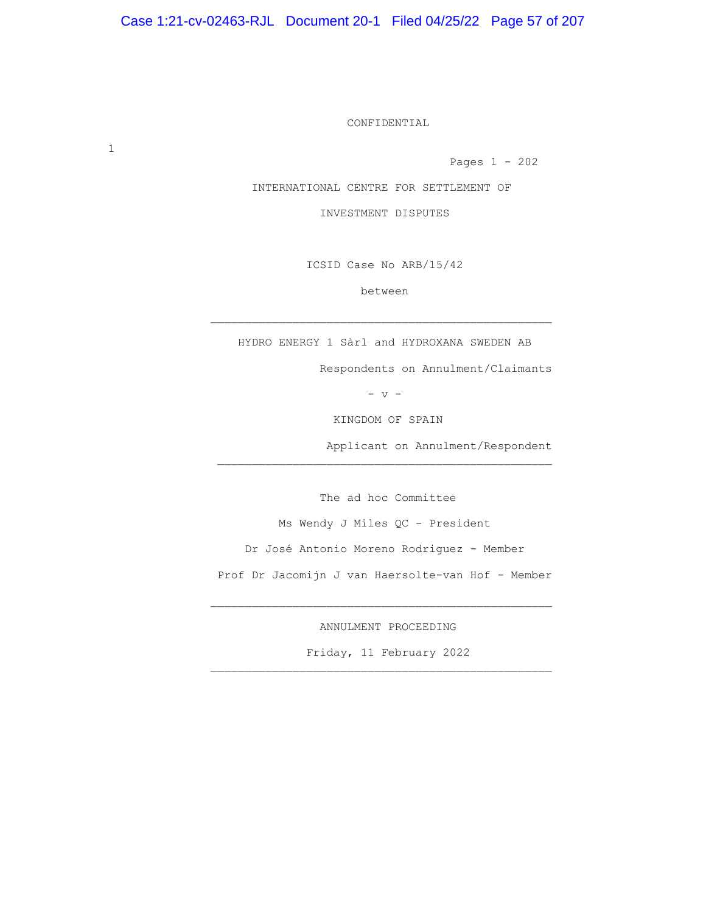CONFIDENTIAL

1

Pages 1 - 202

INTERNATIONAL CENTRE FOR SETTLEMENT OF

INVESTMENT DISPUTES

ICSID Case No ARB/15/42

between

---

HYDRO ENERGY 1 Sàrl and HYDROXANA SWEDEN AB

Respondents on Annulment/Claimants

- v -

KINGDOM OF SPAIN

Applicant on Annulment/Respondent

---

The ad hoc Committee

Ms Wendy J Miles QC - President

Dr José Antonio Moreno Rodriguez - Member

Prof Dr Jacomijn J van Haersolte-van Hof - Member

---

ANNULMENT PROCEEDING

Friday, 11 February 2022

---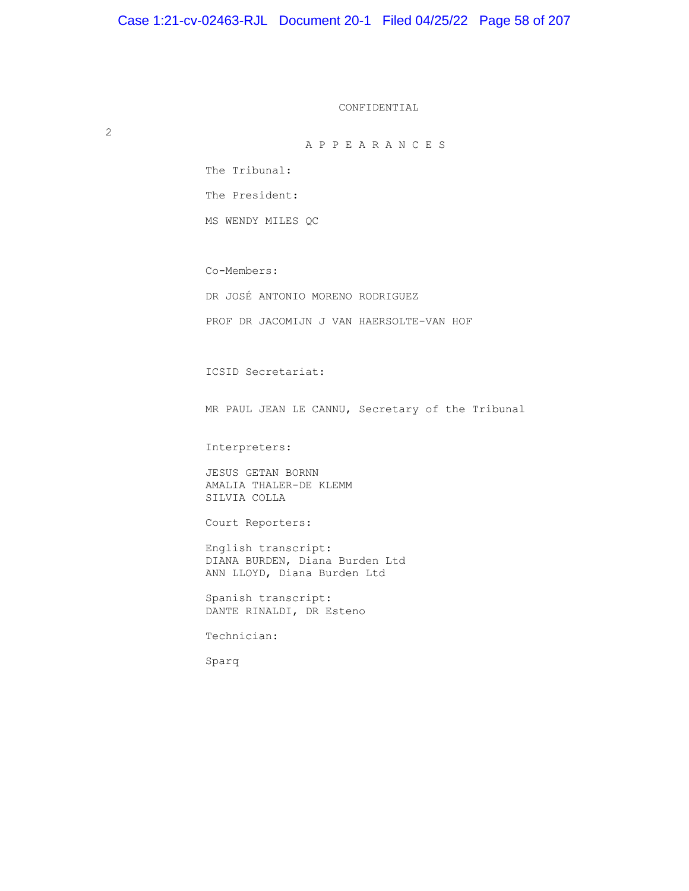CONFIDENTIAL

# A P P E A R A N C E S

The Tribunal:

The President:

MS WENDY MILES QC

Co-Members:

DR JOSÉ ANTONIO MORENO RODRIGUEZ

PROF DR JACOMIJN J VAN HAERSOLTE-VAN HOF

ICSID Secretariat:

MR PAUL JEAN LE CANNU, Secretary of the Tribunal

Interpreters:

JESUS GETAN BORNN
AMALIA THALER-DE KLEMM
SILVIA COLLA

Court Reporters:

English transcript:
DIANA BURDEN, Diana Burden Ltd
ANN LLOYD, Diana Burden Ltd

Spanish transcript:
DANTE RINALDI, DR Esteno

Technician:

Sparq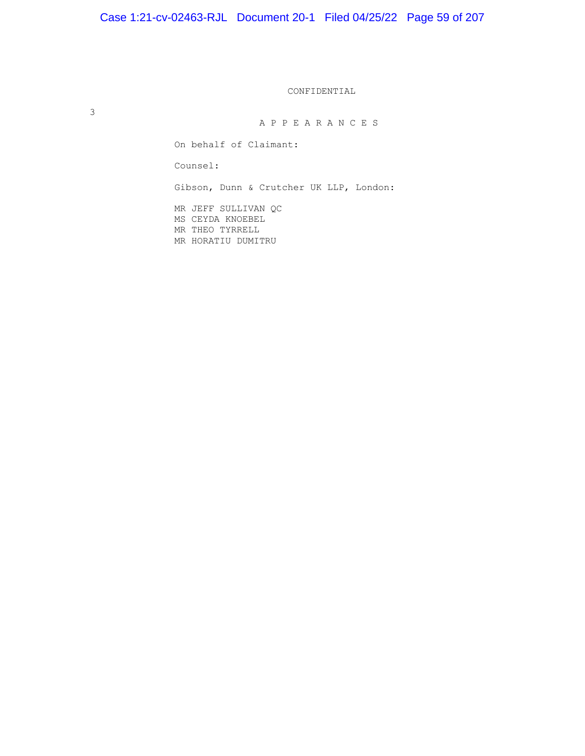CONFIDENTIAL

A P P E A R A N C E S

On behalf of Claimant:

Counsel:

Gibson, Dunn & Crutcher UK LLP, London:

MR JEFF SULLIVAN QC
MS CEYDA KNOEBEL
MR THEO TYRRELL
MR HORATIU DUMITRU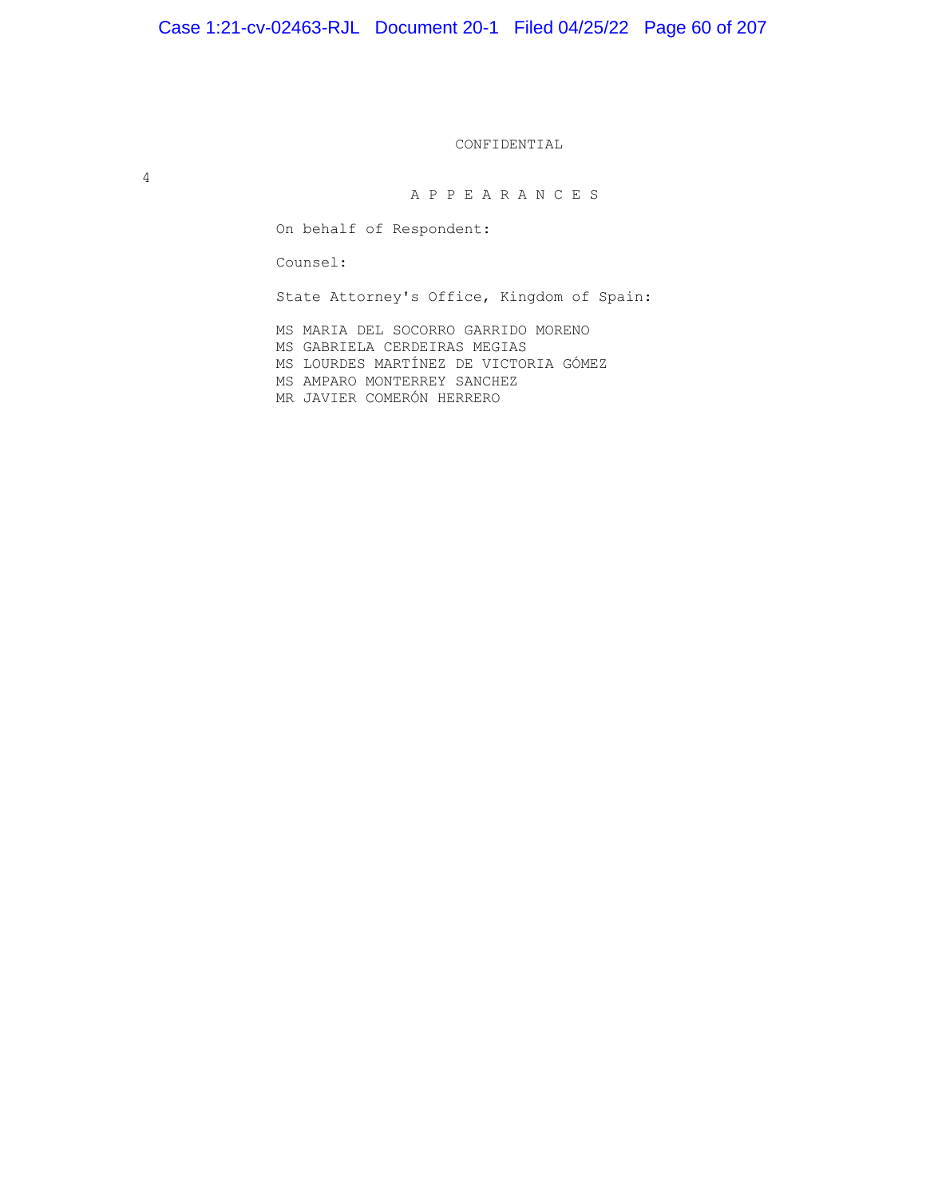CONFIDENTIAL

A P P E A R A N C E S

On behalf of Respondent:

Counsel:

State Attorney's Office, Kingdom of Spain:

MS MARIA DEL SOCORRO GARRIDO MORENO
MS GABRIELA CERDEIRAS MEGIAS
MS LOURDES MARTÍNEZ DE VICTORIA GÓMEZ
MS AMPARO MONTERREY SANCHEZ
MR JAVIER COMERÓN HERRERO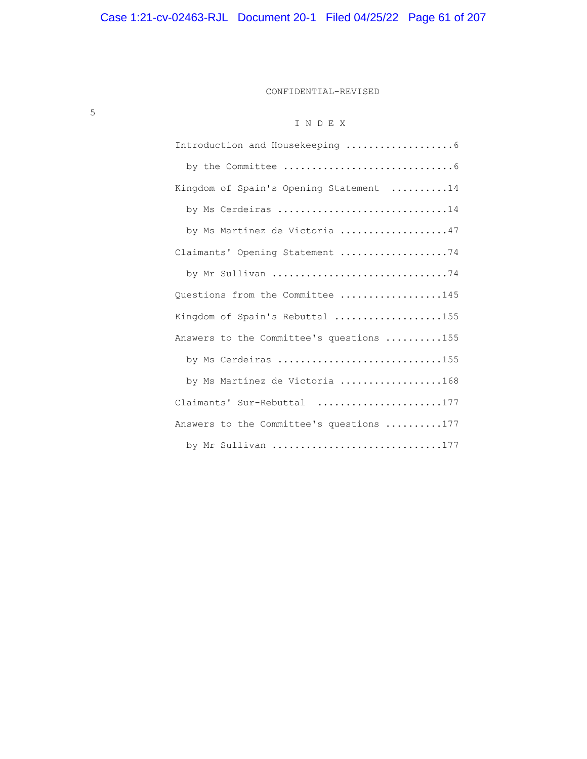CONFIDENTIAL-REVISED

# I N D E X

Introduction and Housekeeping ...................6

by the Committee ..............................6

Kingdom of Spain's Opening Statement ..........14

by Ms Cerdeiras ..............................14

by Ms Martínez de Victoria ...................47

Claimants' Opening Statement ...................74

by Mr Sullivan ...............................74

Questions from the Committee ..................145

Kingdom of Spain's Rebuttal ...................155

Answers to the Committee's questions ..........155

by Ms Cerdeiras .............................155

by Ms Martínez de Victoria ..................168

Claimants' Sur-Rebuttal ......................177

Answers to the Committee's questions ..........177

by Mr Sullivan ..............................177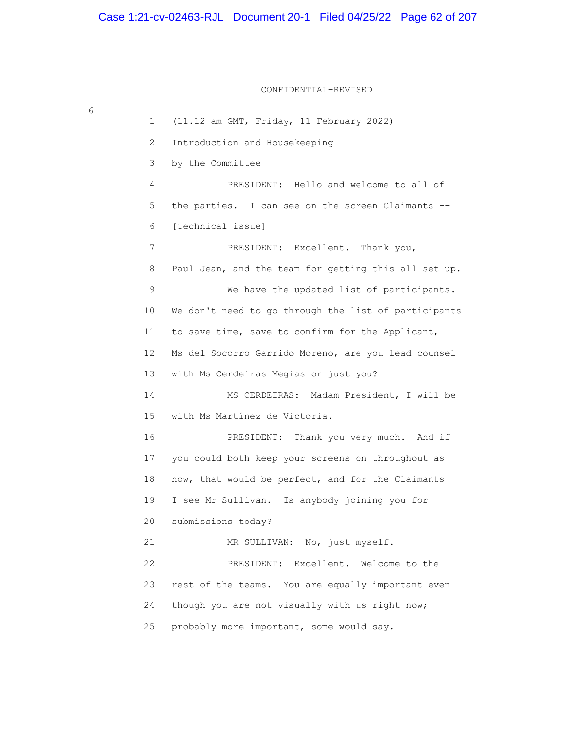CONFIDENTIAL-REVISED

1 (11.12 am GMT, Friday, 11 February 2022)

2 Introduction and Housekeeping

3 by the Committee

4 PRESIDENT: Hello and welcome to all of

5 the parties. I can see on the screen Claimants --

6 [Technical issue]

7 PRESIDENT: Excellent. Thank you,

8 Paul Jean, and the team for getting this all set up.

9 We have the updated list of participants.

10 We don't need to go through the list of participants

11 to save time, save to confirm for the Applicant,

12 Ms del Socorro Garrido Moreno, are you lead counsel

13 with Ms Cerdeiras Megias or just you?

14 MS CERDEIRAS: Madam President, I will be

15 with Ms Martínez de Victoria.

16 PRESIDENT: Thank you very much. And if

17 you could both keep your screens on throughout as

18 now, that would be perfect, and for the Claimants

19 I see Mr Sullivan. Is anybody joining you for

20 submissions today?

21 MR SULLIVAN: No, just myself.

22 PRESIDENT: Excellent. Welcome to the

23 rest of the teams. You are equally important even

24 though you are not visually with us right now;

25 probably more important, some would say.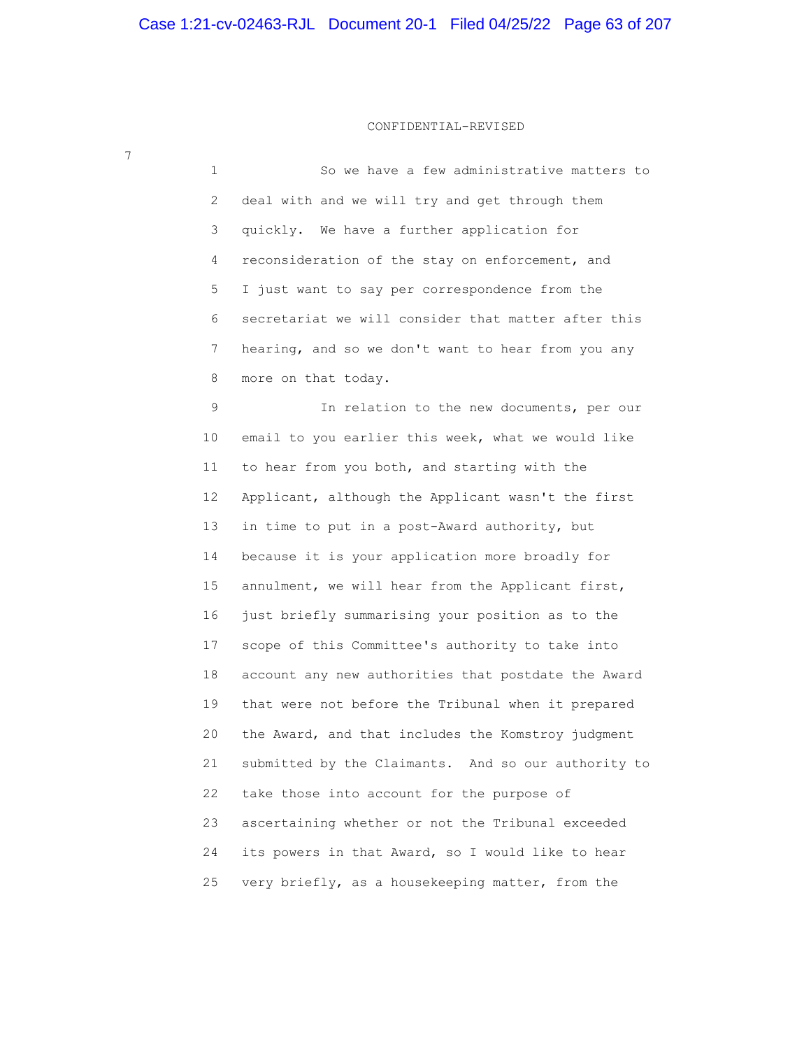CONFIDENTIAL-REVISED

1 So we have a few administrative matters to
2 deal with and we will try and get through them
3 quickly. We have a further application for
4 reconsideration of the stay on enforcement, and
5 I just want to say per correspondence from the
6 secretariat we will consider that matter after this
7 hearing, and so we don't want to hear from you any
8 more on that today.

9 In relation to the new documents, per our
10 email to you earlier this week, what we would like
11 to hear from you both, and starting with the
12 Applicant, although the Applicant wasn't the first
13 in time to put in a post-Award authority, but
14 because it is your application more broadly for
15 annulment, we will hear from the Applicant first,
16 just briefly summarising your position as to the
17 scope of this Committee's authority to take into
18 account any new authorities that postdate the Award
19 that were not before the Tribunal when it prepared
20 the Award, and that includes the Komstroy judgment
21 submitted by the Claimants. And so our authority to
22 take those into account for the purpose of
23 ascertaining whether or not the Tribunal exceeded
24 its powers in that Award, so I would like to hear
25 very briefly, as a housekeeping matter, from the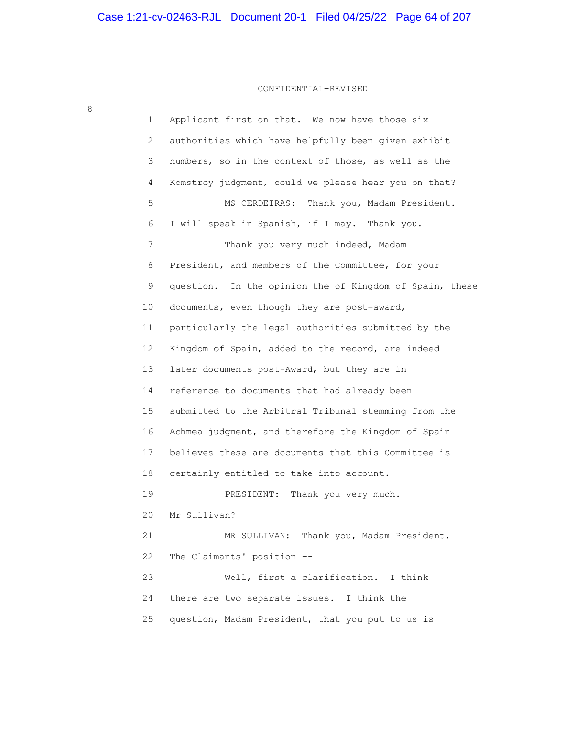CONFIDENTIAL-REVISED

1 Applicant first on that. We now have those six
2 authorities which have helpfully been given exhibit
3 numbers, so in the context of those, as well as the
4 Komstroy judgment, could we please hear you on that?
5 MS CERDEIRAS: Thank you, Madam President.
6 I will speak in Spanish, if I may. Thank you.
7 Thank you very much indeed, Madam
8 President, and members of the Committee, for your
9 question. In the opinion the of Kingdom of Spain, these
10 documents, even though they are post-award,
11 particularly the legal authorities submitted by the
12 Kingdom of Spain, added to the record, are indeed
13 later documents post-Award, but they are in
14 reference to documents that had already been
15 submitted to the Arbitral Tribunal stemming from the
16 Achmea judgment, and therefore the Kingdom of Spain
17 believes these are documents that this Committee is
18 certainly entitled to take into account.
19 PRESIDENT: Thank you very much.
20 Mr Sullivan?
21 MR SULLIVAN: Thank you, Madam President.
22 The Claimants' position --
23 Well, first a clarification. I think
24 there are two separate issues. I think the
25 question, Madam President, that you put to us is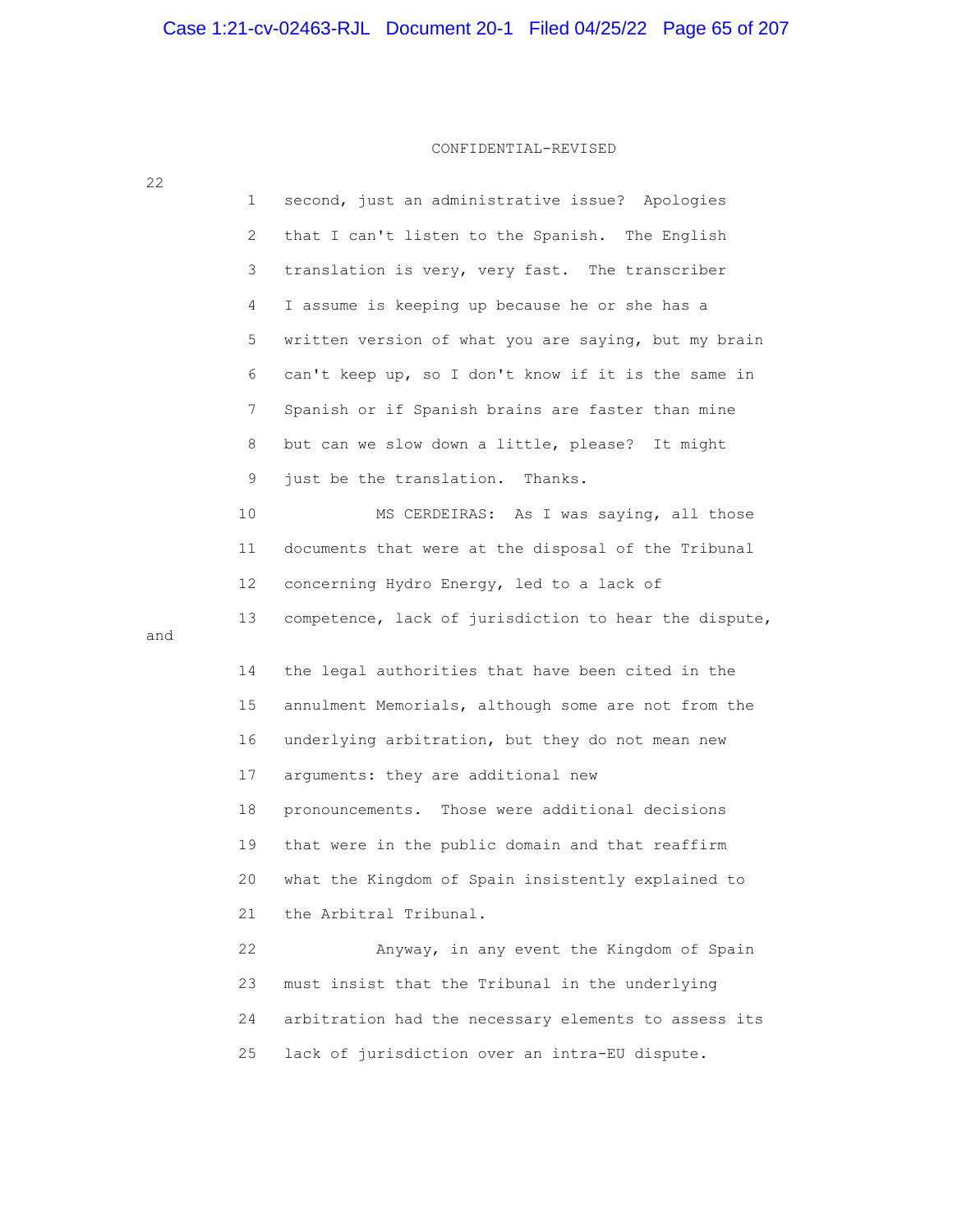CONFIDENTIAL-REVISED

22

1 second, just an administrative issue? Apologies
2 that I can't listen to the Spanish. The English
3 translation is very, very fast. The transcriber
4 I assume is keeping up because he or she has a
5 written version of what you are saying, but my brain
6 can't keep up, so I don't know if it is the same in
7 Spanish or if Spanish brains are faster than mine
8 but can we slow down a little, please? It might
9 just be the translation. Thanks.
10 MS CERDEIRAS: As I was saying, all those
11 documents that were at the disposal of the Tribunal
12 concerning Hydro Energy, led to a lack of
13 competence, lack of jurisdiction to hear the dispute, and
14 the legal authorities that have been cited in the
15 annulment Memorials, although some are not from the
16 underlying arbitration, but they do not mean new
17 arguments: they are additional new
18 pronouncements. Those were additional decisions
19 that were in the public domain and that reaffirm
20 what the Kingdom of Spain insistently explained to
21 the Arbitral Tribunal.
22 Anyway, in any event the Kingdom of Spain
23 must insist that the Tribunal in the underlying
24 arbitration had the necessary elements to assess its
25 lack of jurisdiction over an intra-EU dispute.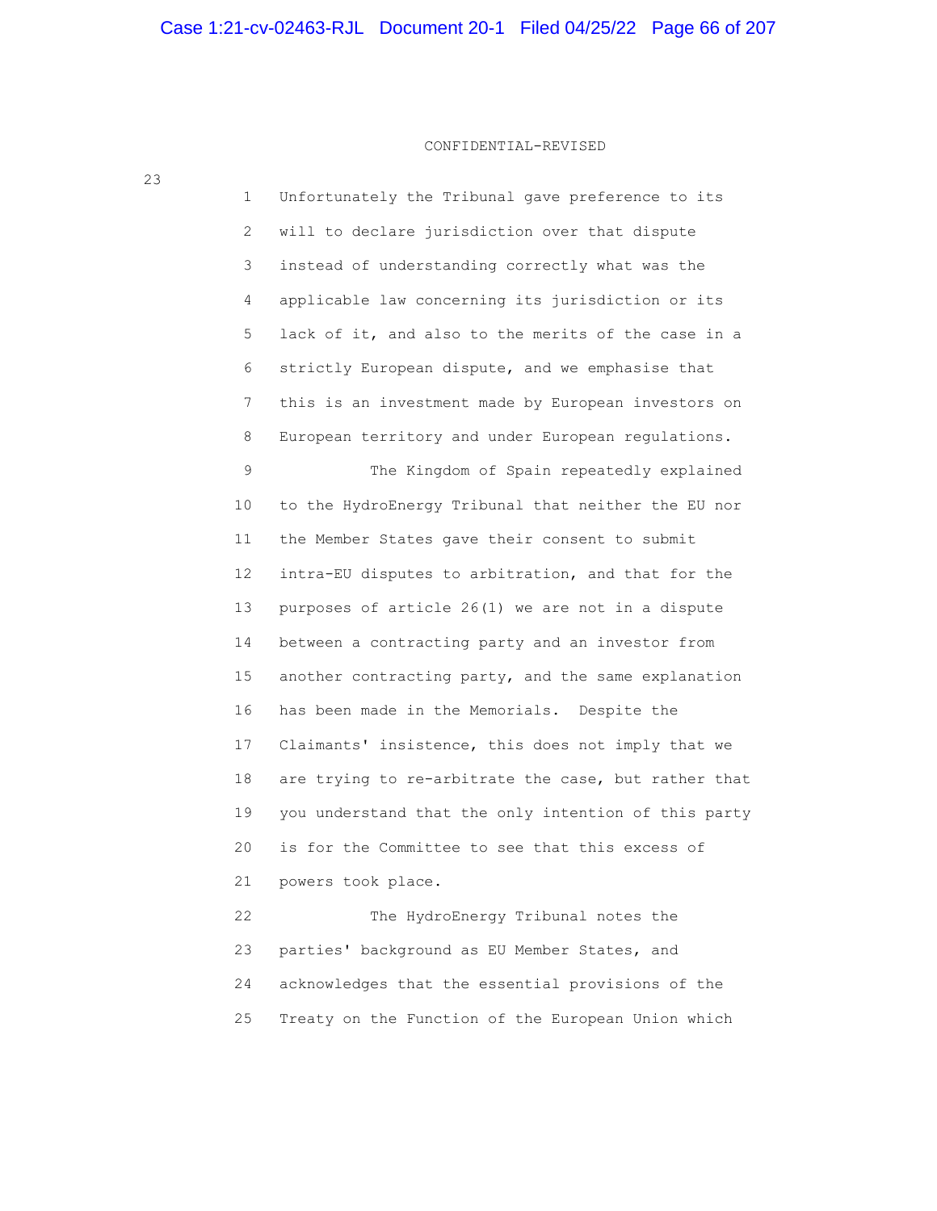CONFIDENTIAL-REVISED

23

1 Unfortunately the Tribunal gave preference to its
2 will to declare jurisdiction over that dispute
3 instead of understanding correctly what was the
4 applicable law concerning its jurisdiction or its
5 lack of it, and also to the merits of the case in a
6 strictly European dispute, and we emphasise that
7 this is an investment made by European investors on
8 European territory and under European regulations.
9 The Kingdom of Spain repeatedly explained
10 to the HydroEnergy Tribunal that neither the EU nor
11 the Member States gave their consent to submit
12 intra-EU disputes to arbitration, and that for the
13 purposes of article 26(1) we are not in a dispute
14 between a contracting party and an investor from
15 another contracting party, and the same explanation
16 has been made in the Memorials. Despite the
17 Claimants' insistence, this does not imply that we
18 are trying to re-arbitrate the case, but rather that
19 you understand that the only intention of this party
20 is for the Committee to see that this excess of
21 powers took place.
22 The HydroEnergy Tribunal notes the
23 parties' background as EU Member States, and
24 acknowledges that the essential provisions of the
25 Treaty on the Function of the European Union which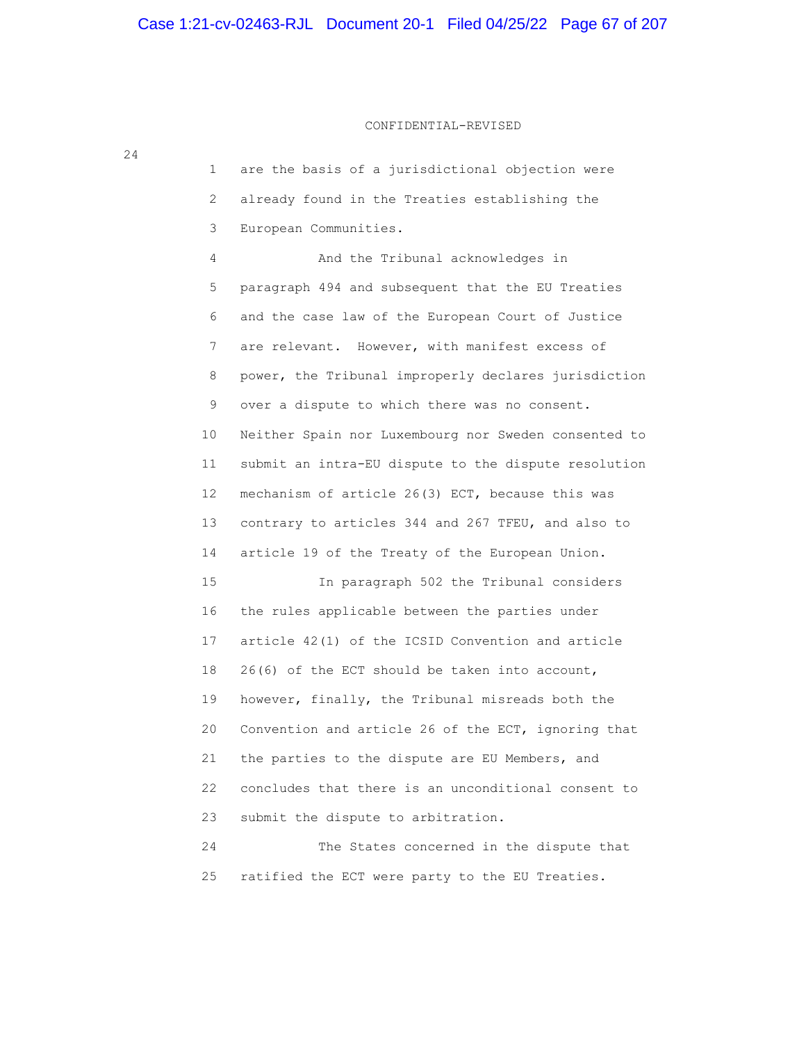CONFIDENTIAL-REVISED

are the basis of a jurisdictional objection were already found in the Treaties establishing the European Communities.

And the Tribunal acknowledges in paragraph 494 and subsequent that the EU Treaties and the case law of the European Court of Justice are relevant. However, with manifest excess of power, the Tribunal improperly declares jurisdiction over a dispute to which there was no consent. Neither Spain nor Luxembourg nor Sweden consented to submit an intra-EU dispute to the dispute resolution mechanism of article 26(3) ECT, because this was contrary to articles 344 and 267 TFEU, and also to article 19 of the Treaty of the European Union.

In paragraph 502 the Tribunal considers the rules applicable between the parties under article 42(1) of the ICSID Convention and article 26(6) of the ECT should be taken into account, however, finally, the Tribunal misreads both the Convention and article 26 of the ECT, ignoring that the parties to the dispute are EU Members, and concludes that there is an unconditional consent to submit the dispute to arbitration.

The States concerned in the dispute that ratified the ECT were party to the EU Treaties.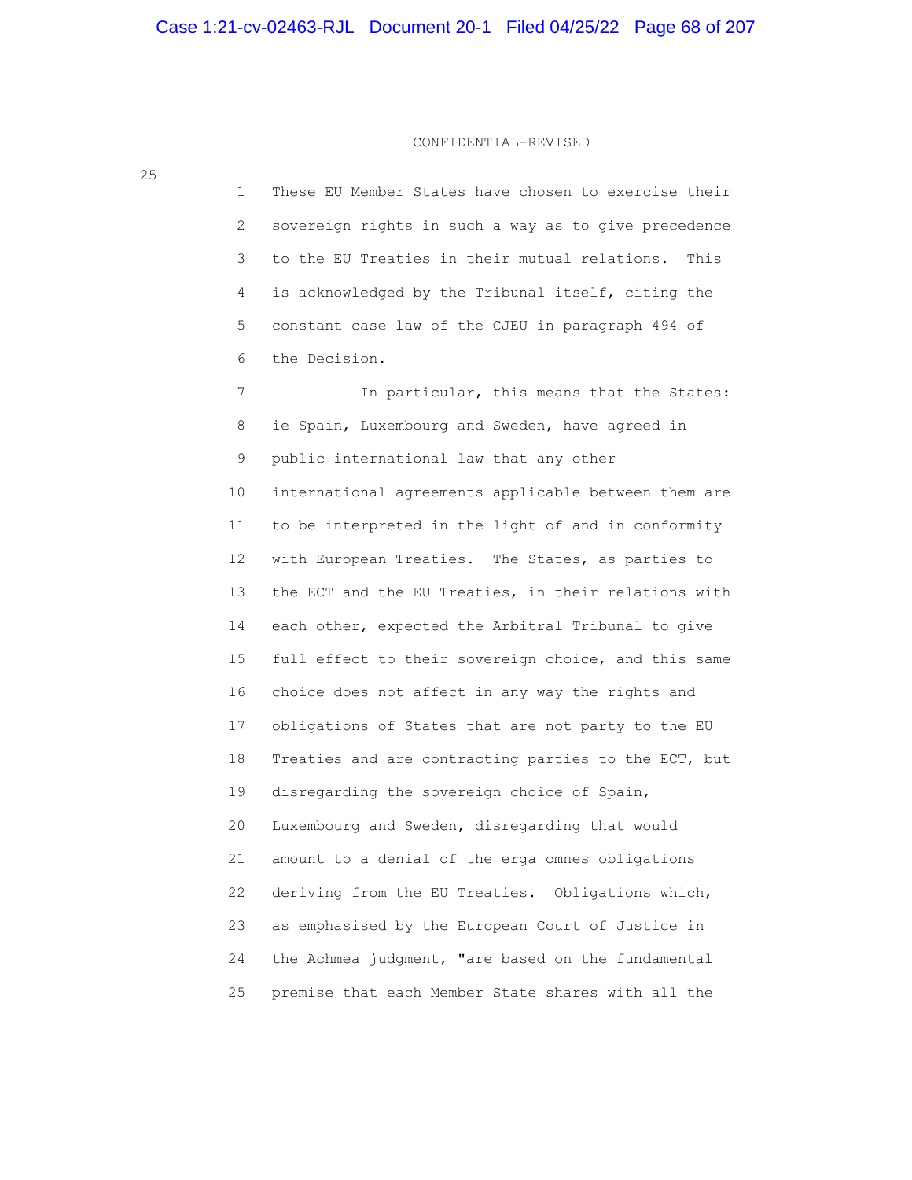CONFIDENTIAL-REVISED

These EU Member States have chosen to exercise their sovereign rights in such a way as to give precedence to the EU Treaties in their mutual relations. This is acknowledged by the Tribunal itself, citing the constant case law of the CJEU in paragraph 494 of the Decision.

In particular, this means that the States: ie Spain, Luxembourg and Sweden, have agreed in public international law that any other international agreements applicable between them are to be interpreted in the light of and in conformity with European Treaties. The States, as parties to the ECT and the EU Treaties, in their relations with each other, expected the Arbitral Tribunal to give full effect to their sovereign choice, and this same choice does not affect in any way the rights and obligations of States that are not party to the EU Treaties and are contracting parties to the ECT, but disregarding the sovereign choice of Spain, Luxembourg and Sweden, disregarding that would amount to a denial of the erga omnes obligations deriving from the EU Treaties. Obligations which, as emphasised by the European Court of Justice in the Achmea judgment, "are based on the fundamental premise that each Member State shares with all the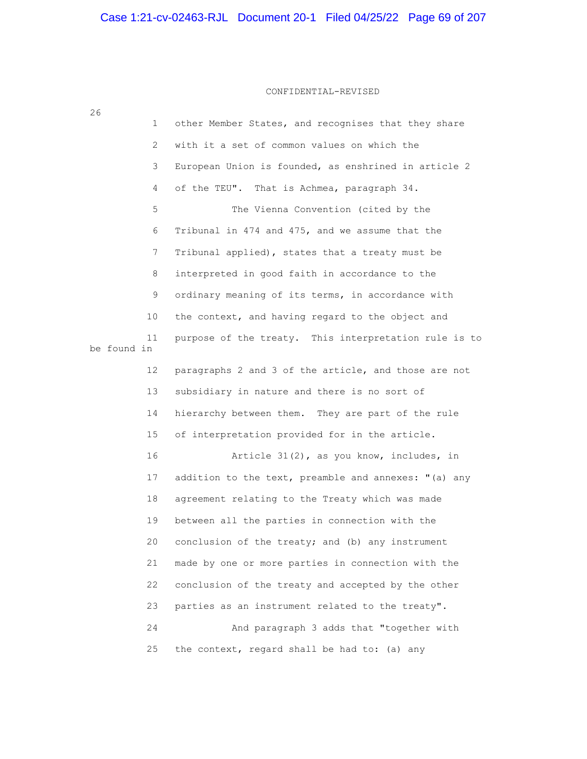CONFIDENTIAL-REVISED

other Member States, and recognises that they share with it a set of common values on which the European Union is founded, as enshrined in article 2 of the TEU". That is Achmea, paragraph 34.

The Vienna Convention (cited by the Tribunal in 474 and 475, and we assume that the Tribunal applied), states that a treaty must be interpreted in good faith in accordance to the ordinary meaning of its terms, in accordance with the context, and having regard to the object and purpose of the treaty. This interpretation rule is to be found in paragraphs 2 and 3 of the article, and those are not subsidiary in nature and there is no sort of hierarchy between them. They are part of the rule of interpretation provided for in the article.

Article 31(2), as you know, includes, in addition to the text, preamble and annexes: "(a) any agreement relating to the Treaty which was made between all the parties in connection with the conclusion of the treaty; and (b) any instrument made by one or more parties in connection with the conclusion of the treaty and accepted by the other parties as an instrument related to the treaty".

And paragraph 3 adds that "together with the context, regard shall be had to: (a) any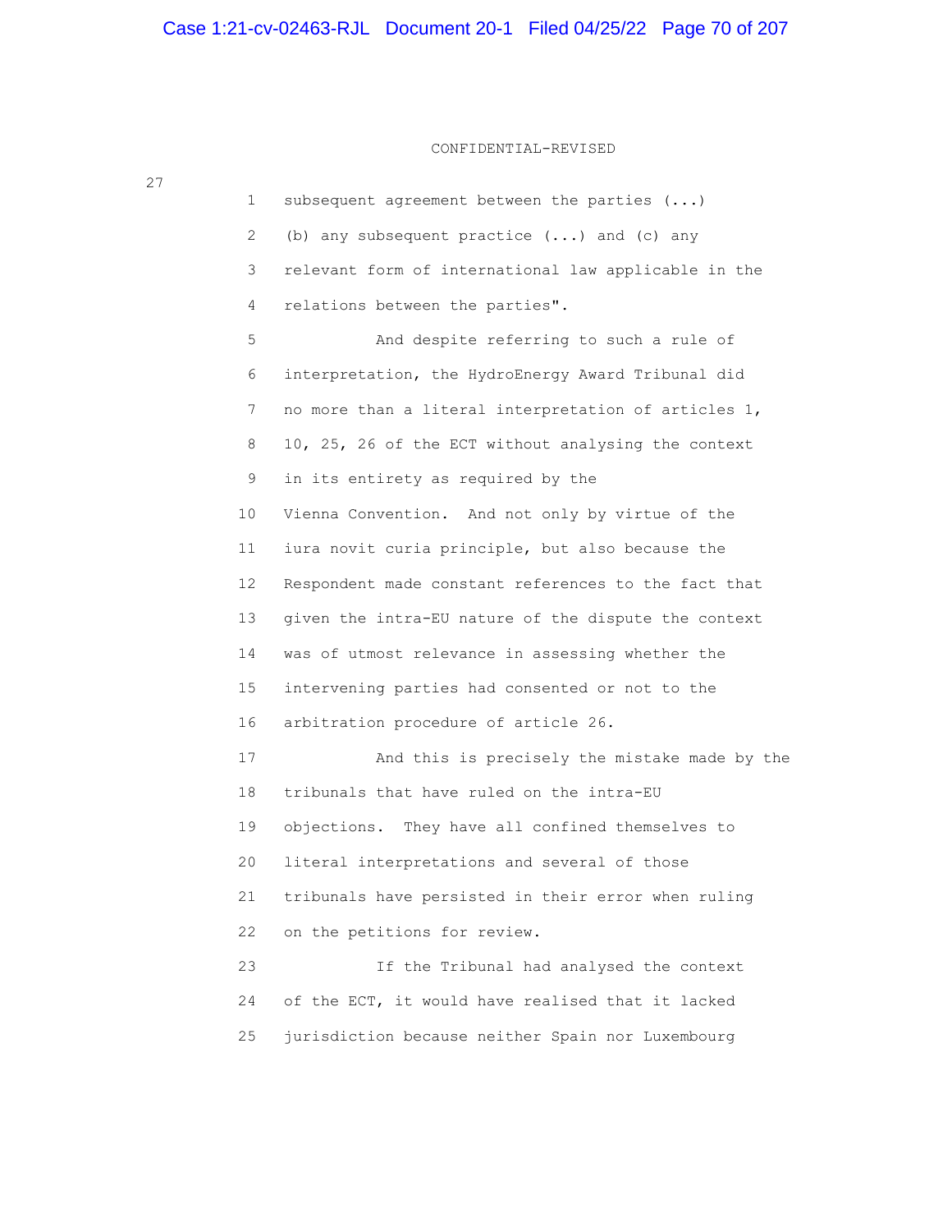CONFIDENTIAL-REVISED

subsequent agreement between the parties (...) (b) any subsequent practice (...) and (c) any relevant form of international law applicable in the relations between the parties".

And despite referring to such a rule of interpretation, the HydroEnergy Award Tribunal did no more than a literal interpretation of articles 1, 10, 25, 26 of the ECT without analysing the context in its entirety as required by the Vienna Convention. And not only by virtue of the iura novit curia principle, but also because the Respondent made constant references to the fact that given the intra-EU nature of the dispute the context was of utmost relevance in assessing whether the intervening parties had consented or not to the arbitration procedure of article 26.

And this is precisely the mistake made by the tribunals that have ruled on the intra-EU objections. They have all confined themselves to literal interpretations and several of those tribunals have persisted in their error when ruling on the petitions for review.

If the Tribunal had analysed the context of the ECT, it would have realised that it lacked jurisdiction because neither Spain nor Luxembourg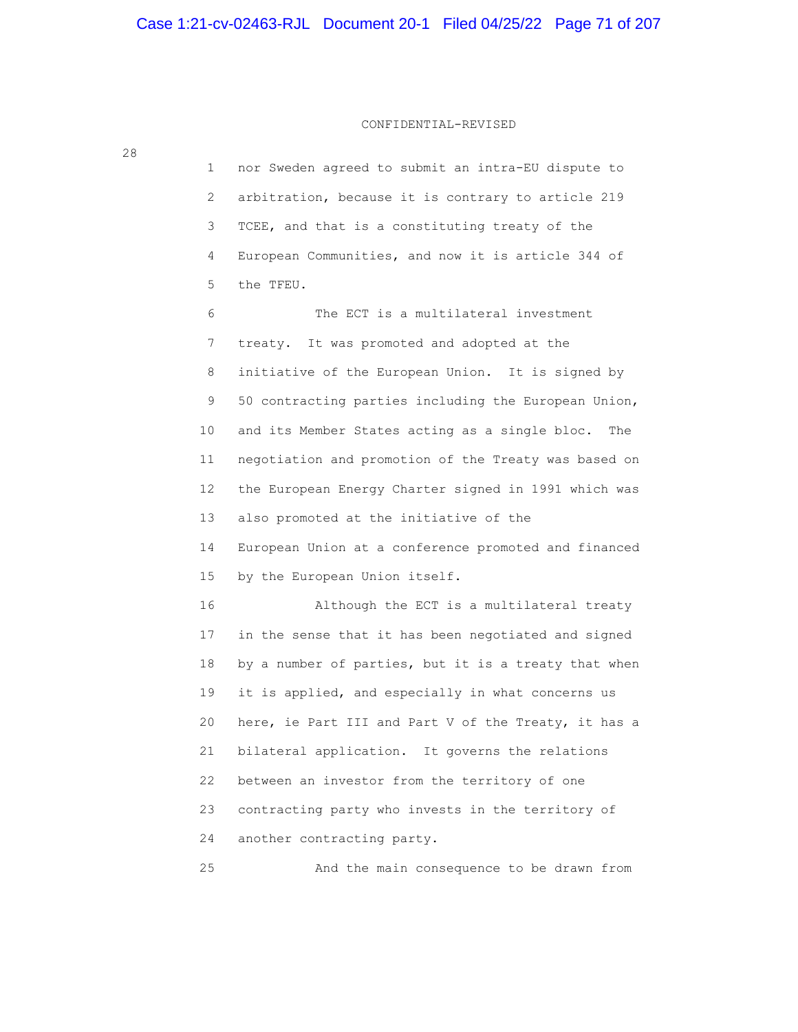CONFIDENTIAL-REVISED

28

1 nor Sweden agreed to submit an intra-EU dispute to
2 arbitration, because it is contrary to article 219
3 TCEE, and that is a constituting treaty of the
4 European Communities, and now it is article 344 of
5 the TFEU.

6 The ECT is a multilateral investment
7 treaty. It was promoted and adopted at the
8 initiative of the European Union. It is signed by
9 50 contracting parties including the European Union,
10 and its Member States acting as a single bloc. The
11 negotiation and promotion of the Treaty was based on
12 the European Energy Charter signed in 1991 which was
13 also promoted at the initiative of the
14 European Union at a conference promoted and financed
15 by the European Union itself.

16 Although the ECT is a multilateral treaty
17 in the sense that it has been negotiated and signed
18 by a number of parties, but it is a treaty that when
19 it is applied, and especially in what concerns us
20 here, ie Part III and Part V of the Treaty, it has a
21 bilateral application. It governs the relations
22 between an investor from the territory of one
23 contracting party who invests in the territory of
24 another contracting party.

25 And the main consequence to be drawn from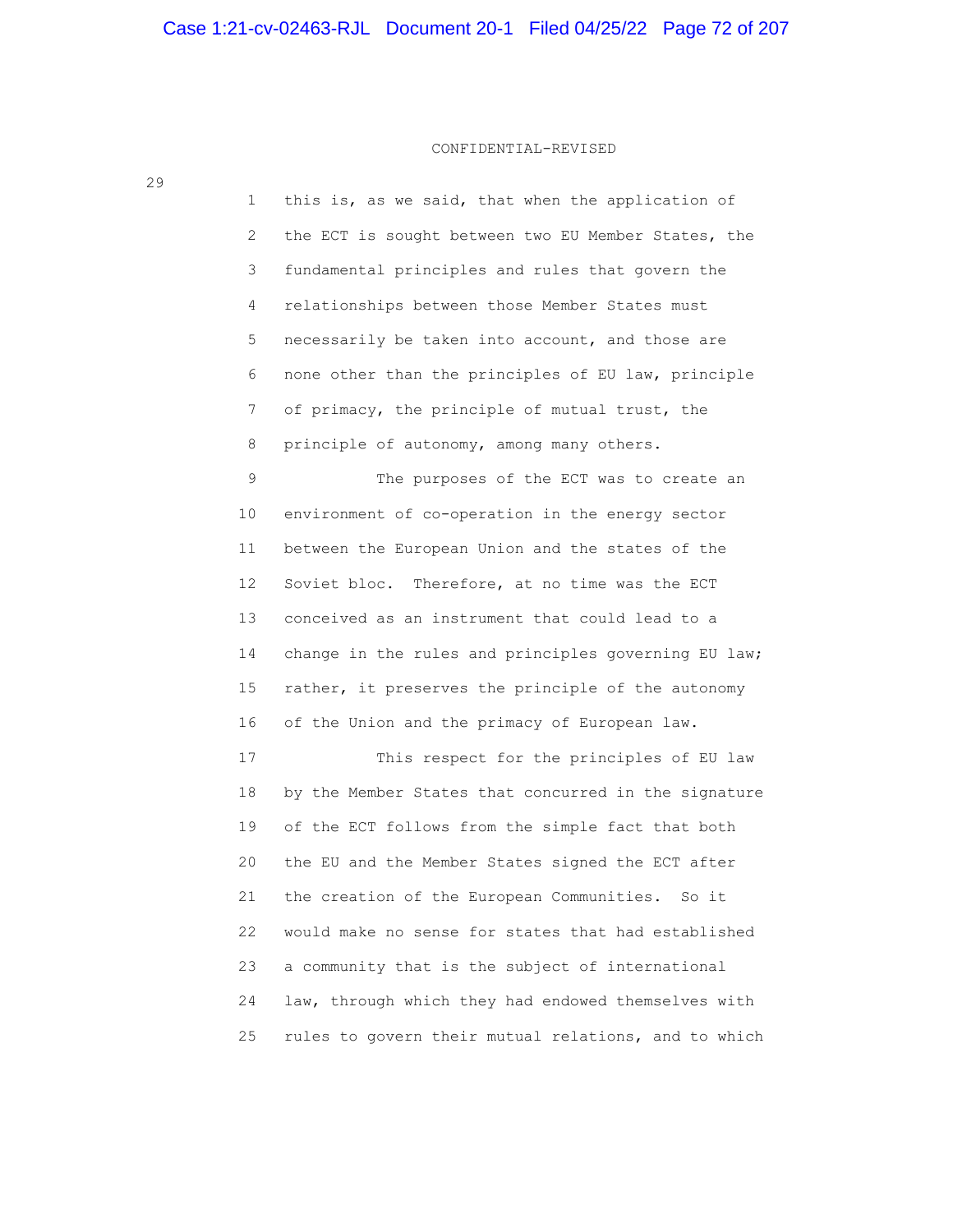CONFIDENTIAL-REVISED

this is, as we said, that when the application of the ECT is sought between two EU Member States, the fundamental principles and rules that govern the relationships between those Member States must necessarily be taken into account, and those are none other than the principles of EU law, principle of primacy, the principle of mutual trust, the principle of autonomy, among many others.

The purposes of the ECT was to create an environment of co-operation in the energy sector between the European Union and the states of the Soviet bloc. Therefore, at no time was the ECT conceived as an instrument that could lead to a change in the rules and principles governing EU law; rather, it preserves the principle of the autonomy of the Union and the primacy of European law.

This respect for the principles of EU law by the Member States that concurred in the signature of the ECT follows from the simple fact that both the EU and the Member States signed the ECT after the creation of the European Communities. So it would make no sense for states that had established a community that is the subject of international law, through which they had endowed themselves with rules to govern their mutual relations, and to which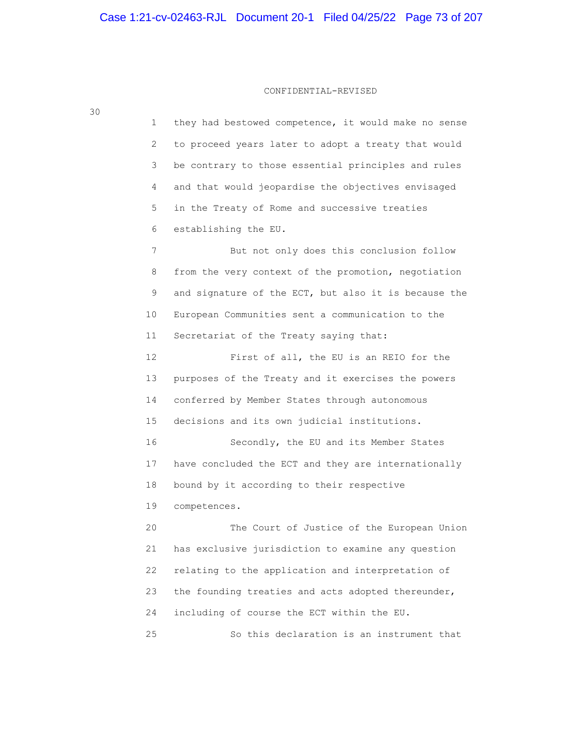CONFIDENTIAL-REVISED

they had bestowed competence, it would make no sense to proceed years later to adopt a treaty that would be contrary to those essential principles and rules and that would jeopardise the objectives envisaged in the Treaty of Rome and successive treaties establishing the EU.

But not only does this conclusion follow from the very context of the promotion, negotiation and signature of the ECT, but also it is because the European Communities sent a communication to the Secretariat of the Treaty saying that:

First of all, the EU is an REIO for the purposes of the Treaty and it exercises the powers conferred by Member States through autonomous decisions and its own judicial institutions.

Secondly, the EU and its Member States have concluded the ECT and they are internationally bound by it according to their respective competences.

The Court of Justice of the European Union has exclusive jurisdiction to examine any question relating to the application and interpretation of the founding treaties and acts adopted thereunder, including of course the ECT within the EU.

So this declaration is an instrument that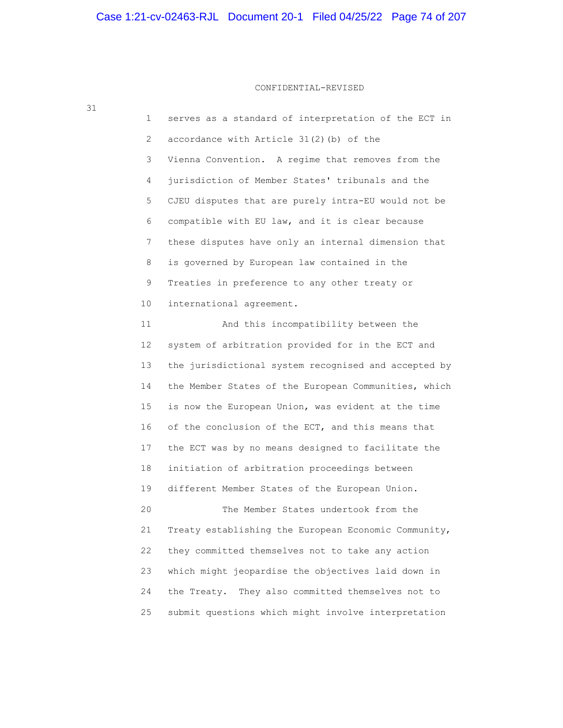CONFIDENTIAL-REVISED

serves as a standard of interpretation of the ECT in accordance with Article 31(2)(b) of the Vienna Convention. A regime that removes from the jurisdiction of Member States' tribunals and the CJEU disputes that are purely intra-EU would not be compatible with EU law, and it is clear because these disputes have only an internal dimension that is governed by European law contained in the Treaties in preference to any other treaty or international agreement.

And this incompatibility between the system of arbitration provided for in the ECT and the jurisdictional system recognised and accepted by the Member States of the European Communities, which is now the European Union, was evident at the time of the conclusion of the ECT, and this means that the ECT was by no means designed to facilitate the initiation of arbitration proceedings between different Member States of the European Union.

The Member States undertook from the Treaty establishing the European Economic Community, they committed themselves not to take any action which might jeopardise the objectives laid down in the Treaty. They also committed themselves not to submit questions which might involve interpretation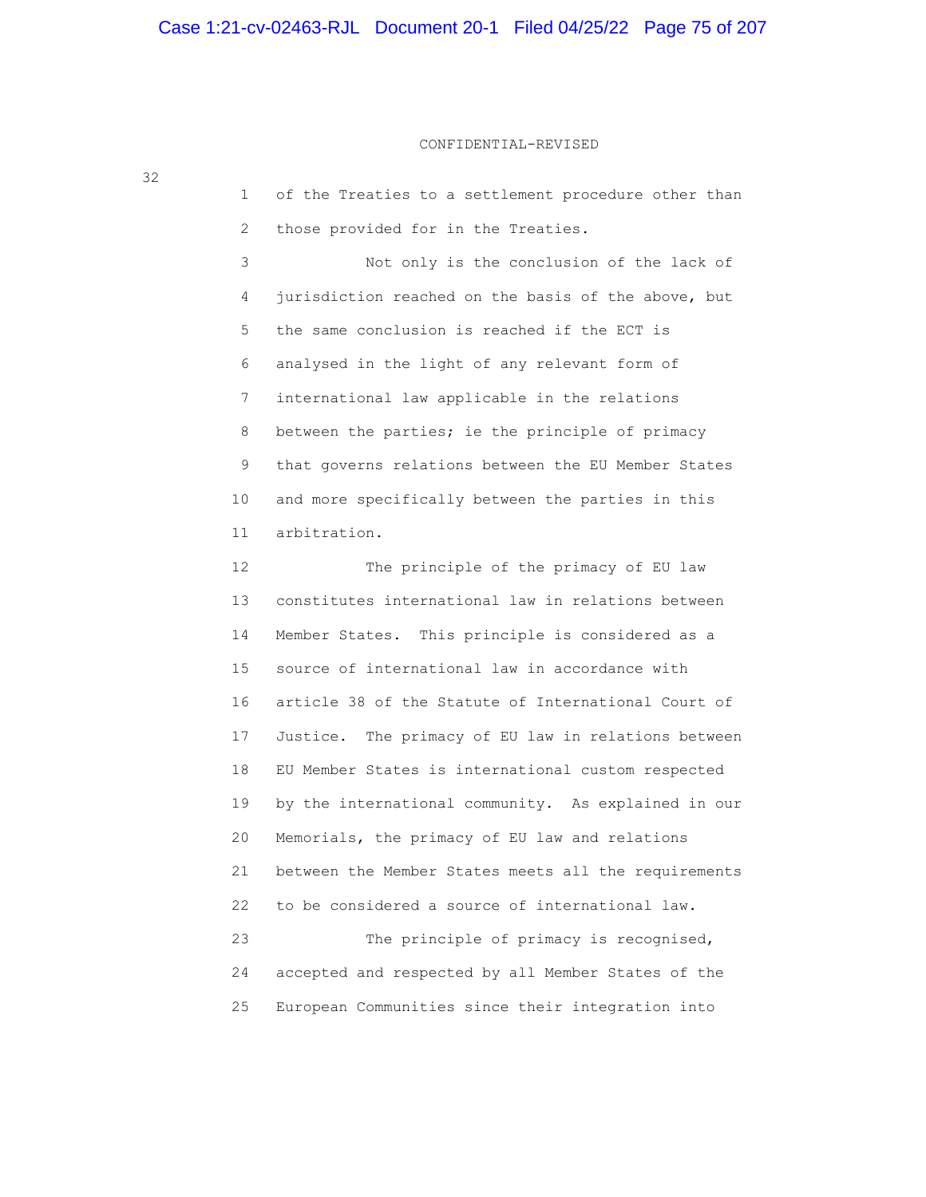CONFIDENTIAL-REVISED

of the Treaties to a settlement procedure other than those provided for in the Treaties.

Not only is the conclusion of the lack of jurisdiction reached on the basis of the above, but the same conclusion is reached if the ECT is analysed in the light of any relevant form of international law applicable in the relations between the parties; ie the principle of primacy that governs relations between the EU Member States and more specifically between the parties in this arbitration.

The principle of the primacy of EU law constitutes international law in relations between Member States. This principle is considered as a source of international law in accordance with article 38 of the Statute of International Court of Justice. The primacy of EU law in relations between EU Member States is international custom respected by the international community. As explained in our Memorials, the primacy of EU law and relations between the Member States meets all the requirements to be considered a source of international law.

The principle of primacy is recognised, accepted and respected by all Member States of the European Communities since their integration into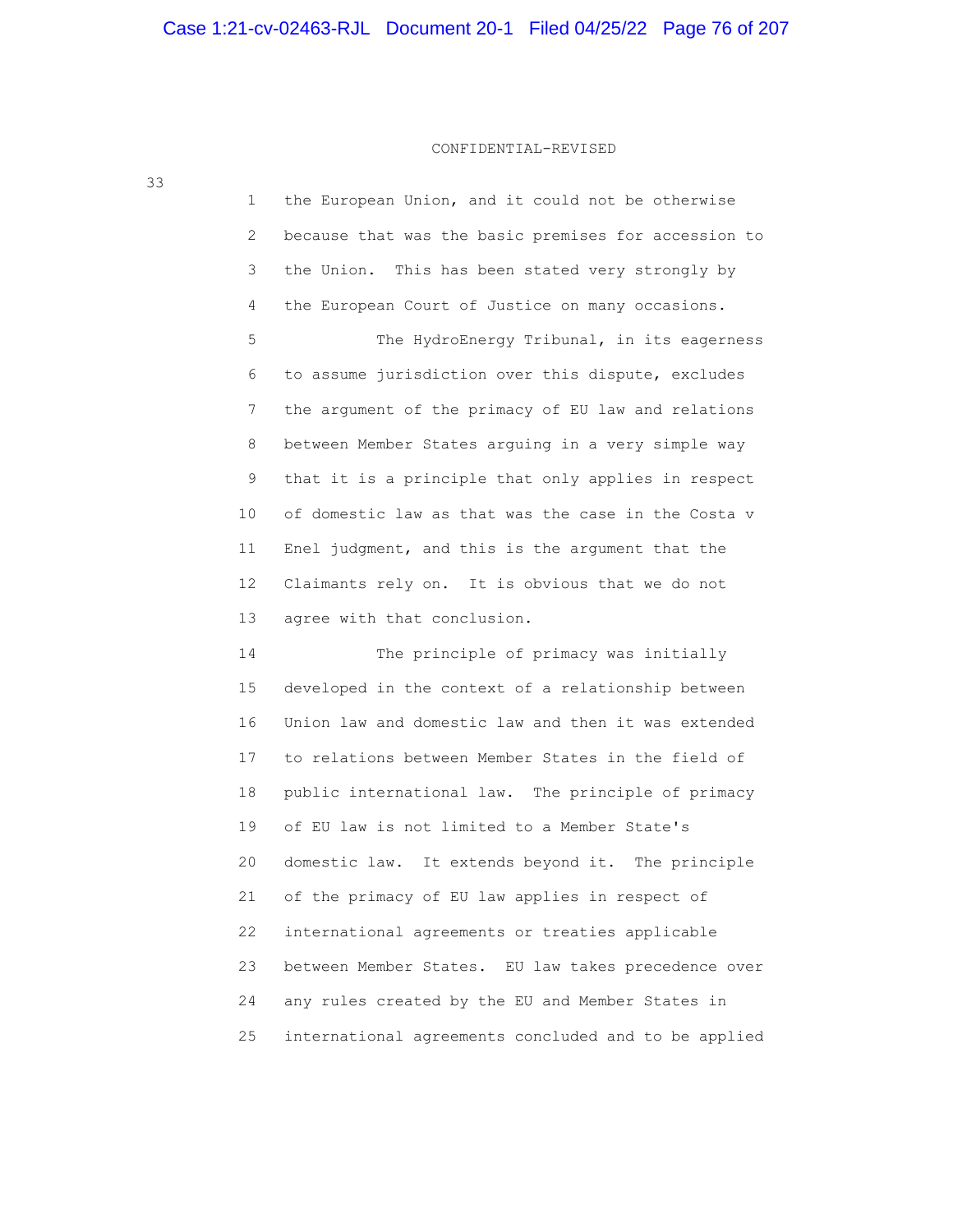CONFIDENTIAL-REVISED

33

the European Union, and it could not be otherwise because that was the basic premises for accession to the Union. This has been stated very strongly by the European Court of Justice on many occasions.

The HydroEnergy Tribunal, in its eagerness to assume jurisdiction over this dispute, excludes the argument of the primacy of EU law and relations between Member States arguing in a very simple way that it is a principle that only applies in respect of domestic law as that was the case in the Costa v Enel judgment, and this is the argument that the Claimants rely on. It is obvious that we do not agree with that conclusion.

The principle of primacy was initially developed in the context of a relationship between Union law and domestic law and then it was extended to relations between Member States in the field of public international law. The principle of primacy of EU law is not limited to a Member State's domestic law. It extends beyond it. The principle of the primacy of EU law applies in respect of international agreements or treaties applicable between Member States. EU law takes precedence over any rules created by the EU and Member States in international agreements concluded and to be applied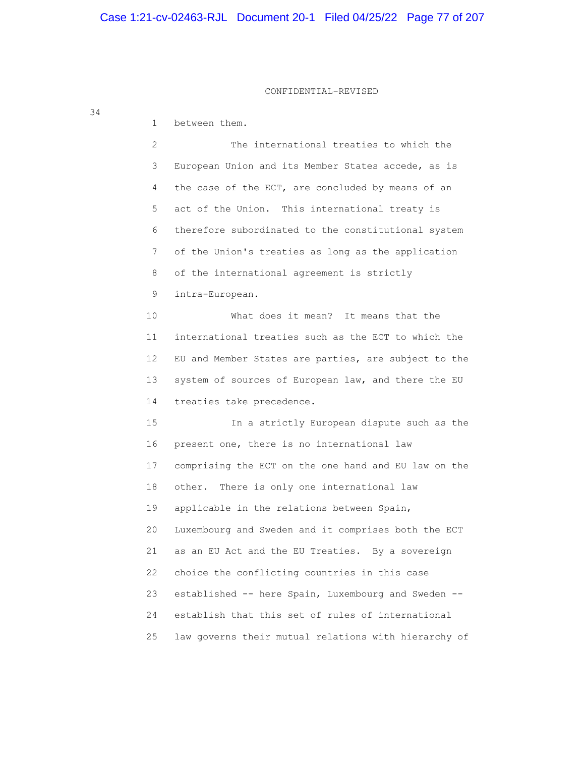CONFIDENTIAL-REVISED

between them.

The international treaties to which the European Union and its Member States accede, as is the case of the ECT, are concluded by means of an act of the Union. This international treaty is therefore subordinated to the constitutional system of the Union's treaties as long as the application of the international agreement is strictly intra-European.

What does it mean? It means that the international treaties such as the ECT to which the EU and Member States are parties, are subject to the system of sources of European law, and there the EU treaties take precedence.

In a strictly European dispute such as the present one, there is no international law comprising the ECT on the one hand and EU law on the other. There is only one international law applicable in the relations between Spain, Luxembourg and Sweden and it comprises both the ECT as an EU Act and the EU Treaties. By a sovereign choice the conflicting countries in this case established -- here Spain, Luxembourg and Sweden -- establish that this set of rules of international law governs their mutual relations with hierarchy of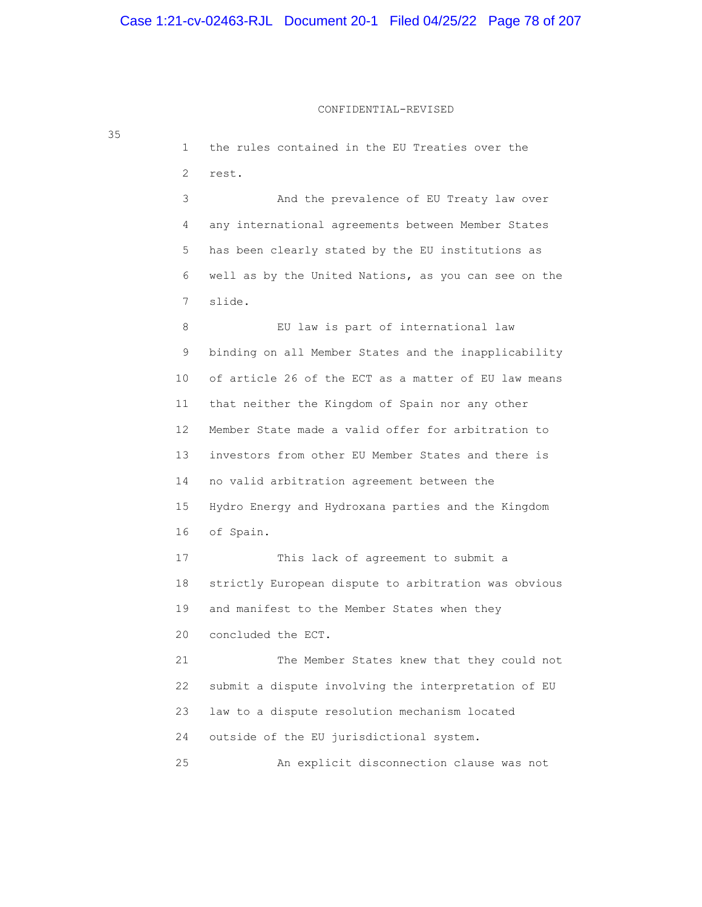CONFIDENTIAL-REVISED

1 the rules contained in the EU Treaties over the
2 rest.
3 And the prevalence of EU Treaty law over
4 any international agreements between Member States
5 has been clearly stated by the EU institutions as
6 well as by the United Nations, as you can see on the
7 slide.
8 EU law is part of international law
9 binding on all Member States and the inapplicability
10 of article 26 of the ECT as a matter of EU law means
11 that neither the Kingdom of Spain nor any other
12 Member State made a valid offer for arbitration to
13 investors from other EU Member States and there is
14 no valid arbitration agreement between the
15 Hydro Energy and Hydroxana parties and the Kingdom
16 of Spain.
17 This lack of agreement to submit a
18 strictly European dispute to arbitration was obvious
19 and manifest to the Member States when they
20 concluded the ECT.
21 The Member States knew that they could not
22 submit a dispute involving the interpretation of EU
23 law to a dispute resolution mechanism located
24 outside of the EU jurisdictional system.
25 An explicit disconnection clause was not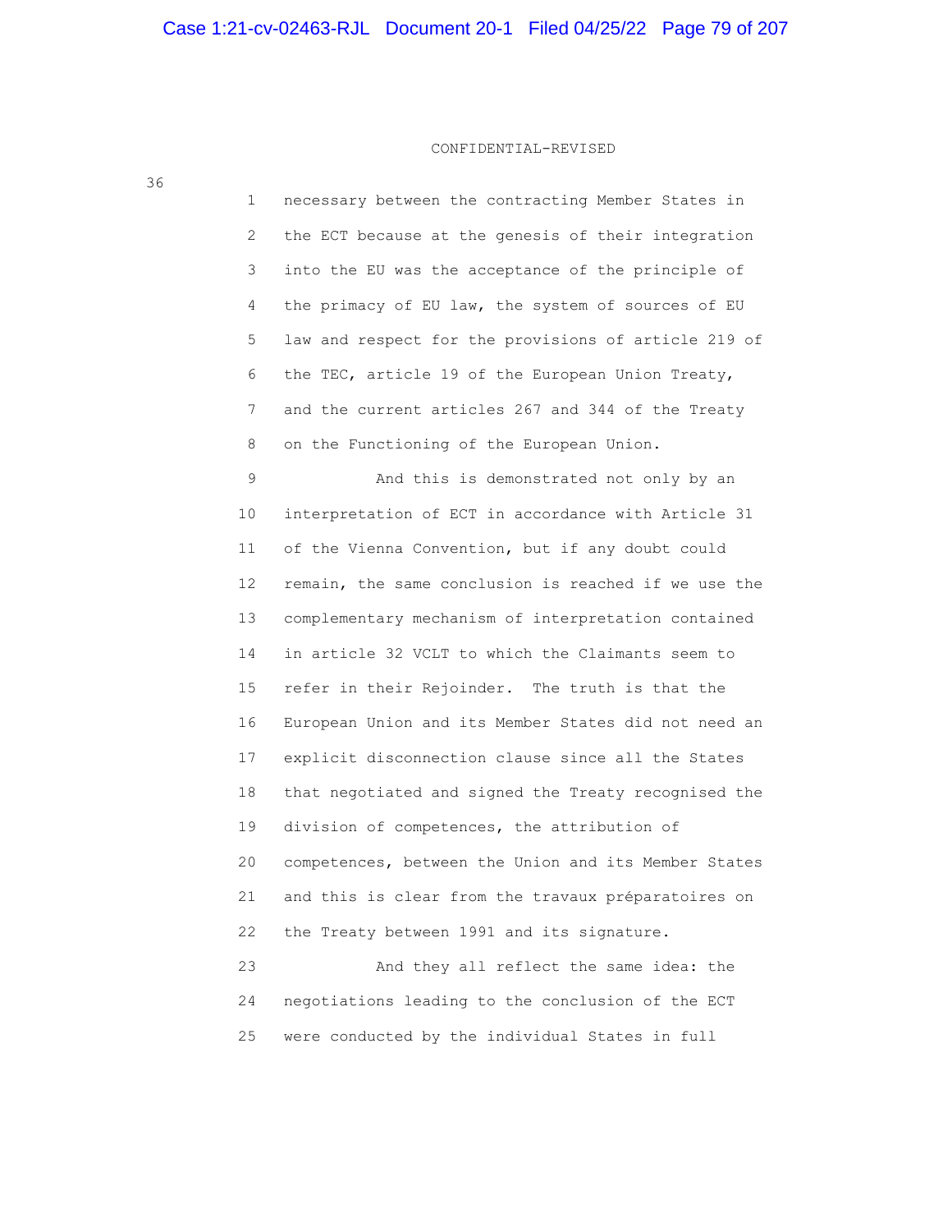CONFIDENTIAL-REVISED

necessary between the contracting Member States in the ECT because at the genesis of their integration into the EU was the acceptance of the principle of the primacy of EU law, the system of sources of EU law and respect for the provisions of article 219 of the TEC, article 19 of the European Union Treaty, and the current articles 267 and 344 of the Treaty on the Functioning of the European Union.

And this is demonstrated not only by an interpretation of ECT in accordance with Article 31 of the Vienna Convention, but if any doubt could remain, the same conclusion is reached if we use the complementary mechanism of interpretation contained in article 32 VCLT to which the Claimants seem to refer in their Rejoinder. The truth is that the European Union and its Member States did not need an explicit disconnection clause since all the States that negotiated and signed the Treaty recognised the division of competences, the attribution of competences, between the Union and its Member States and this is clear from the travaux préparatoires on the Treaty between 1991 and its signature.

And they all reflect the same idea: the negotiations leading to the conclusion of the ECT were conducted by the individual States in full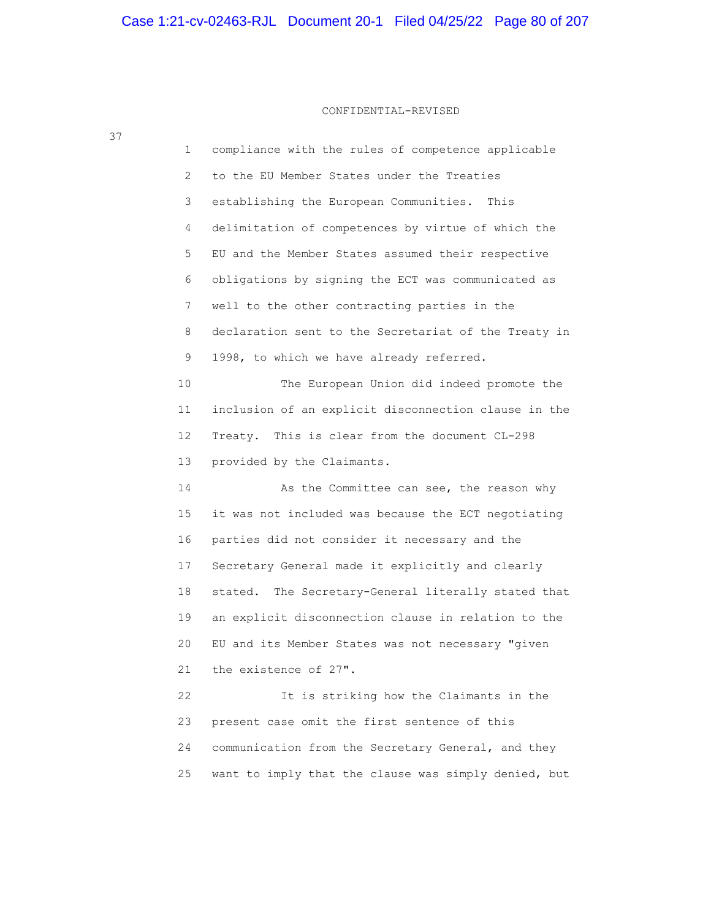CONFIDENTIAL-REVISED

compliance with the rules of competence applicable to the EU Member States under the Treaties establishing the European Communities. This delimitation of competences by virtue of which the EU and the Member States assumed their respective obligations by signing the ECT was communicated as well to the other contracting parties in the declaration sent to the Secretariat of the Treaty in 1998, to which we have already referred.

The European Union did indeed promote the inclusion of an explicit disconnection clause in the Treaty. This is clear from the document CL-298 provided by the Claimants.

As the Committee can see, the reason why it was not included was because the ECT negotiating parties did not consider it necessary and the Secretary General made it explicitly and clearly stated. The Secretary-General literally stated that an explicit disconnection clause in relation to the EU and its Member States was not necessary "given the existence of 27".

It is striking how the Claimants in the present case omit the first sentence of this communication from the Secretary General, and they want to imply that the clause was simply denied, but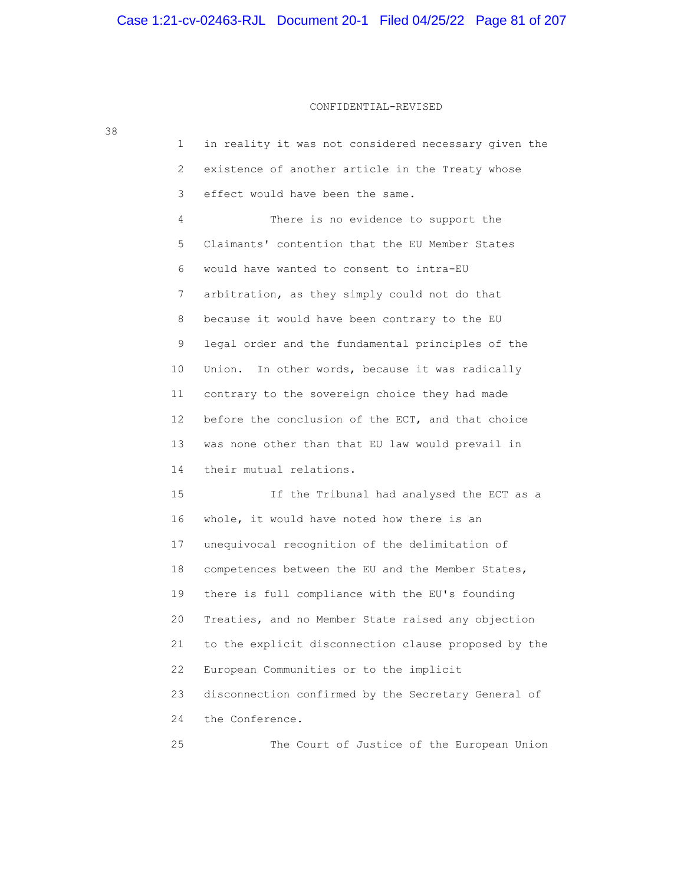CONFIDENTIAL-REVISED

in reality it was not considered necessary given the existence of another article in the Treaty whose effect would have been the same.

There is no evidence to support the Claimants' contention that the EU Member States would have wanted to consent to intra-EU arbitration, as they simply could not do that because it would have been contrary to the EU legal order and the fundamental principles of the Union. In other words, because it was radically contrary to the sovereign choice they had made before the conclusion of the ECT, and that choice was none other than that EU law would prevail in their mutual relations.

If the Tribunal had analysed the ECT as a whole, it would have noted how there is an unequivocal recognition of the delimitation of competences between the EU and the Member States, there is full compliance with the EU's founding Treaties, and no Member State raised any objection to the explicit disconnection clause proposed by the European Communities or to the implicit disconnection confirmed by the Secretary General of the Conference.

The Court of Justice of the European Union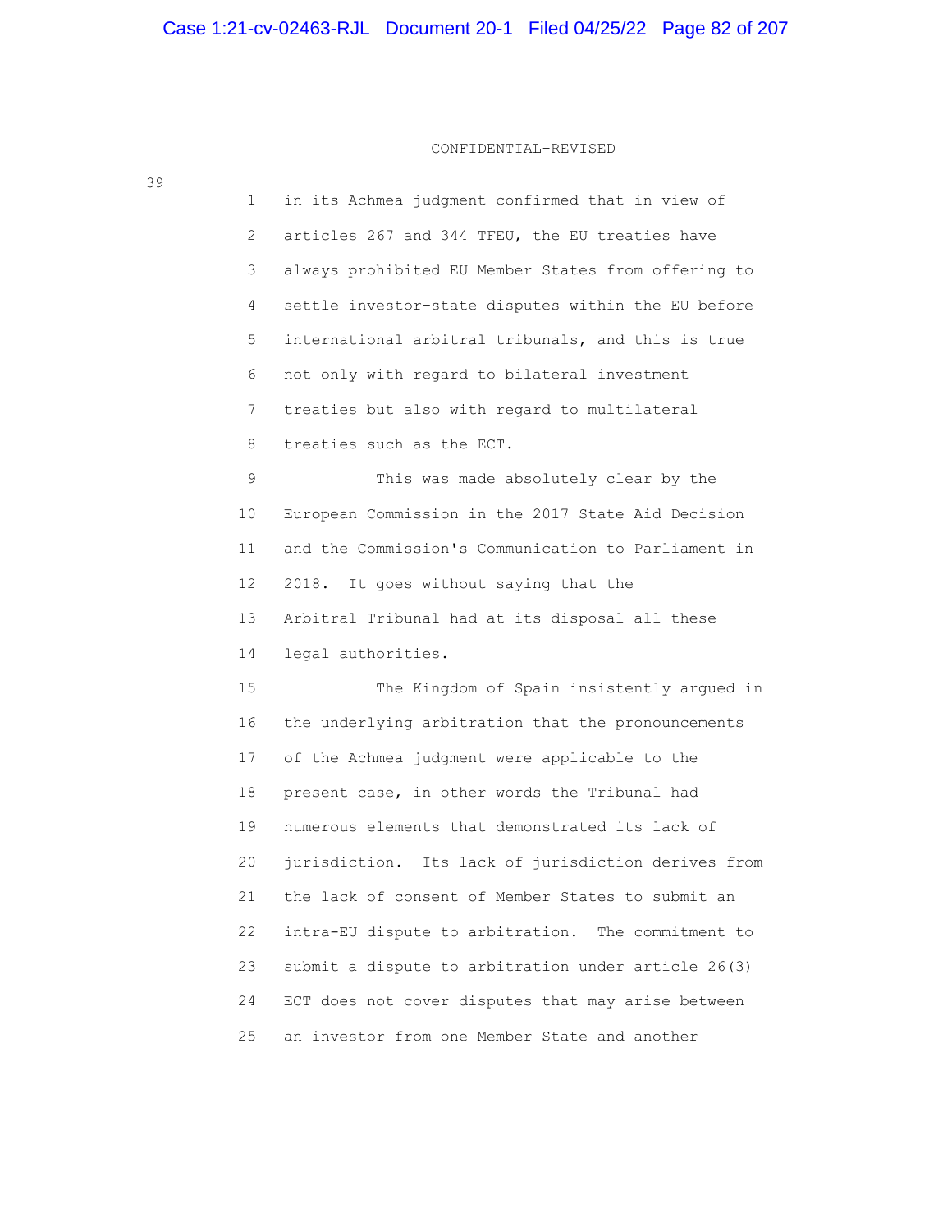CONFIDENTIAL-REVISED

39

1 in its Achmea judgment confirmed that in view of
2 articles 267 and 344 TFEU, the EU treaties have
3 always prohibited EU Member States from offering to
4 settle investor-state disputes within the EU before
5 international arbitral tribunals, and this is true
6 not only with regard to bilateral investment
7 treaties but also with regard to multilateral
8 treaties such as the ECT.

9 This was made absolutely clear by the
10 European Commission in the 2017 State Aid Decision
11 and the Commission's Communication to Parliament in
12 2018. It goes without saying that the
13 Arbitral Tribunal had at its disposal all these
14 legal authorities.

15 The Kingdom of Spain insistently argued in
16 the underlying arbitration that the pronouncements
17 of the Achmea judgment were applicable to the
18 present case, in other words the Tribunal had
19 numerous elements that demonstrated its lack of
20 jurisdiction. Its lack of jurisdiction derives from
21 the lack of consent of Member States to submit an
22 intra-EU dispute to arbitration. The commitment to
23 submit a dispute to arbitration under article 26(3)
24 ECT does not cover disputes that may arise between
25 an investor from one Member State and another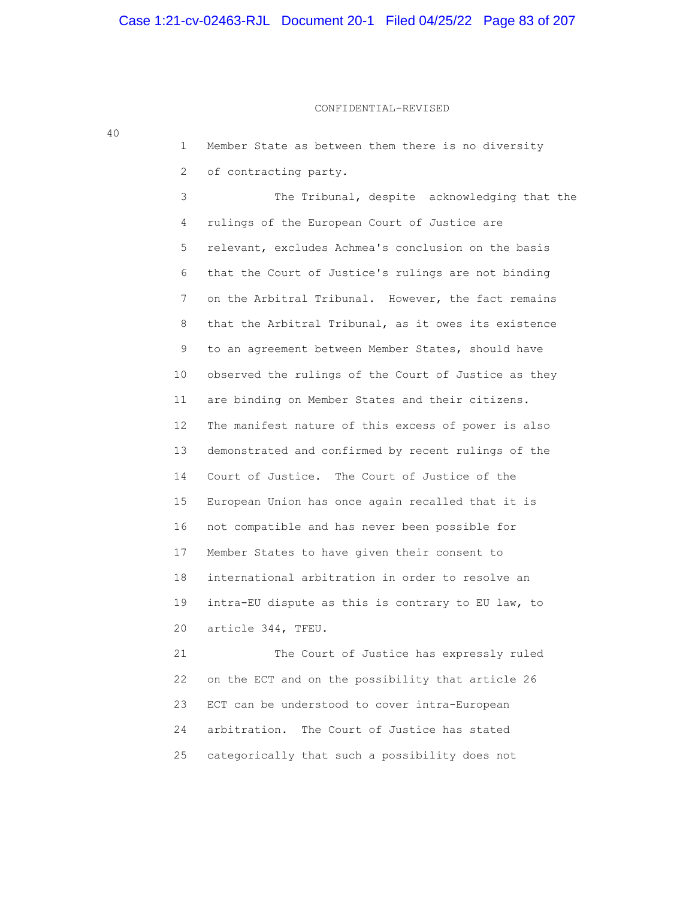CONFIDENTIAL-REVISED

Member State as between them there is no diversity of contracting party.

The Tribunal, despite acknowledging that the rulings of the European Court of Justice are relevant, excludes Achmea's conclusion on the basis that the Court of Justice's rulings are not binding on the Arbitral Tribunal. However, the fact remains that the Arbitral Tribunal, as it owes its existence to an agreement between Member States, should have observed the rulings of the Court of Justice as they are binding on Member States and their citizens. The manifest nature of this excess of power is also demonstrated and confirmed by recent rulings of the Court of Justice. The Court of Justice of the European Union has once again recalled that it is not compatible and has never been possible for Member States to have given their consent to international arbitration in order to resolve an intra-EU dispute as this is contrary to EU law, to article 344, TFEU.

The Court of Justice has expressly ruled on the ECT and on the possibility that article 26 ECT can be understood to cover intra-European arbitration. The Court of Justice has stated categorically that such a possibility does not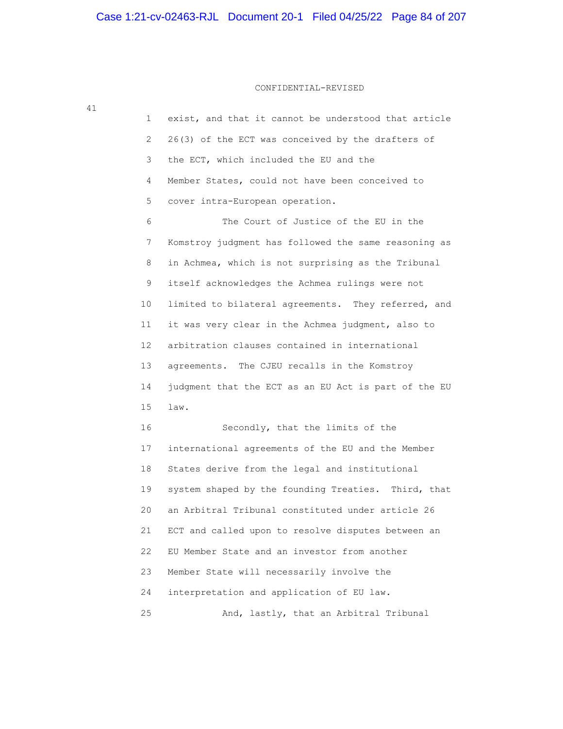CONFIDENTIAL-REVISED

exist, and that it cannot be understood that article 26(3) of the ECT was conceived by the drafters of the ECT, which included the EU and the Member States, could not have been conceived to cover intra-European operation.

The Court of Justice of the EU in the Komstroy judgment has followed the same reasoning as in Achmea, which is not surprising as the Tribunal itself acknowledges the Achmea rulings were not limited to bilateral agreements. They referred, and it was very clear in the Achmea judgment, also to arbitration clauses contained in international agreements. The CJEU recalls in the Komstroy judgment that the ECT as an EU Act is part of the EU law.

Secondly, that the limits of the international agreements of the EU and the Member States derive from the legal and institutional system shaped by the founding Treaties. Third, that an Arbitral Tribunal constituted under article 26 ECT and called upon to resolve disputes between an EU Member State and an investor from another Member State will necessarily involve the interpretation and application of EU law.

And, lastly, that an Arbitral Tribunal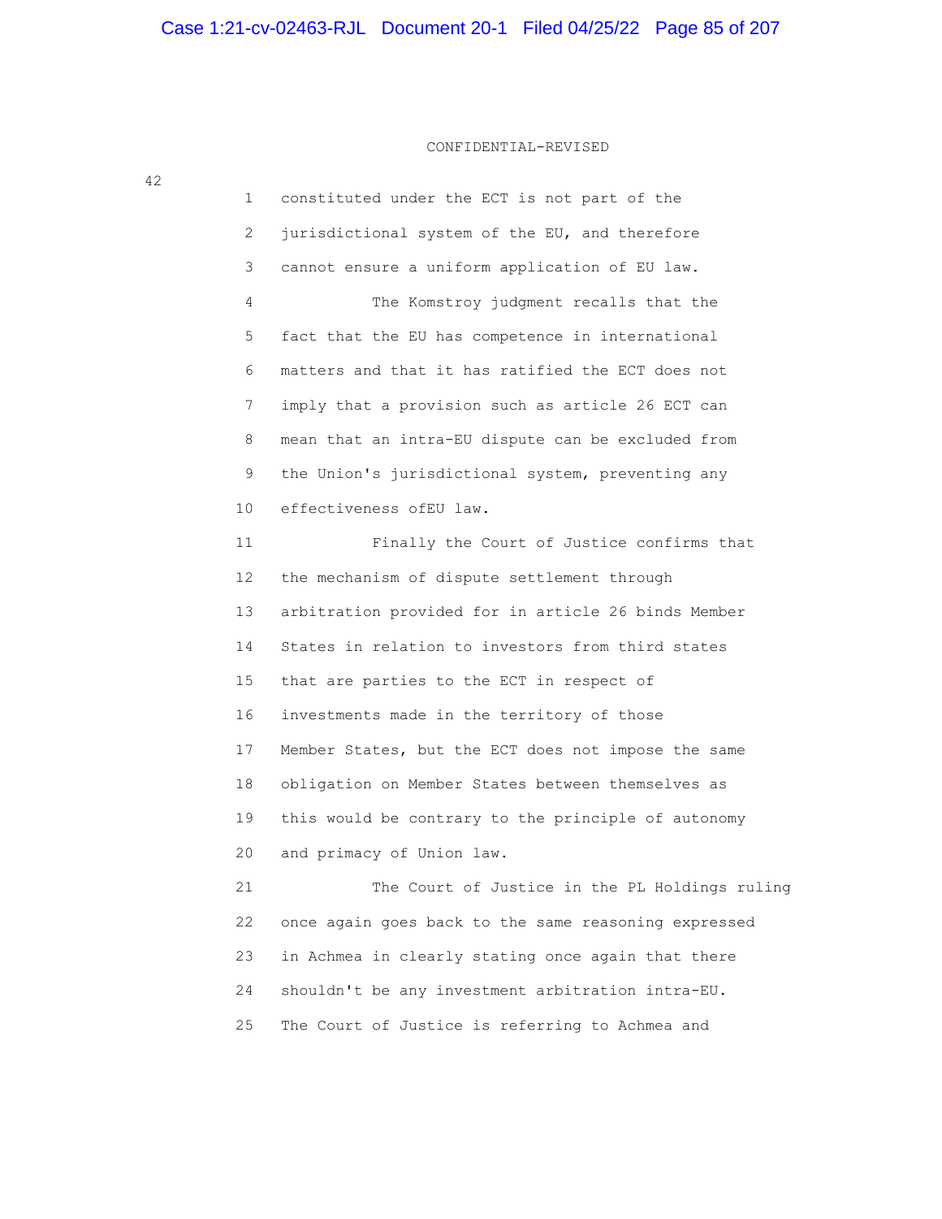CONFIDENTIAL-REVISED

1 constituted under the ECT is not part of the
2 jurisdictional system of the EU, and therefore
3 cannot ensure a uniform application of EU law.
4 The Komstroy judgment recalls that the
5 fact that the EU has competence in international
6 matters and that it has ratified the ECT does not
7 imply that a provision such as article 26 ECT can
8 mean that an intra-EU dispute can be excluded from
9 the Union's jurisdictional system, preventing any
10 effectiveness ofEU law.
11 Finally the Court of Justice confirms that
12 the mechanism of dispute settlement through
13 arbitration provided for in article 26 binds Member
14 States in relation to investors from third states
15 that are parties to the ECT in respect of
16 investments made in the territory of those
17 Member States, but the ECT does not impose the same
18 obligation on Member States between themselves as
19 this would be contrary to the principle of autonomy
20 and primacy of Union law.
21 The Court of Justice in the PL Holdings ruling
22 once again goes back to the same reasoning expressed
23 in Achmea in clearly stating once again that there
24 shouldn't be any investment arbitration intra-EU.
25 The Court of Justice is referring to Achmea and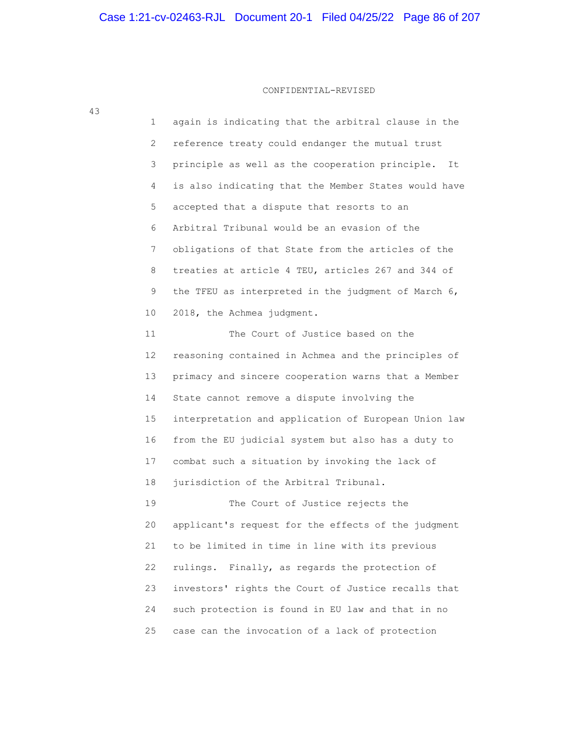CONFIDENTIAL-REVISED

again is indicating that the arbitral clause in the reference treaty could endanger the mutual trust principle as well as the cooperation principle. It is also indicating that the Member States would have accepted that a dispute that resorts to an Arbitral Tribunal would be an evasion of the obligations of that State from the articles of the treaties at article 4 TEU, articles 267 and 344 of the TFEU as interpreted in the judgment of March 6, 2018, the Achmea judgment.

The Court of Justice based on the reasoning contained in Achmea and the principles of primacy and sincere cooperation warns that a Member State cannot remove a dispute involving the interpretation and application of European Union law from the EU judicial system but also has a duty to combat such a situation by invoking the lack of jurisdiction of the Arbitral Tribunal.

The Court of Justice rejects the applicant's request for the effects of the judgment to be limited in time in line with its previous rulings. Finally, as regards the protection of investors' rights the Court of Justice recalls that such protection is found in EU law and that in no case can the invocation of a lack of protection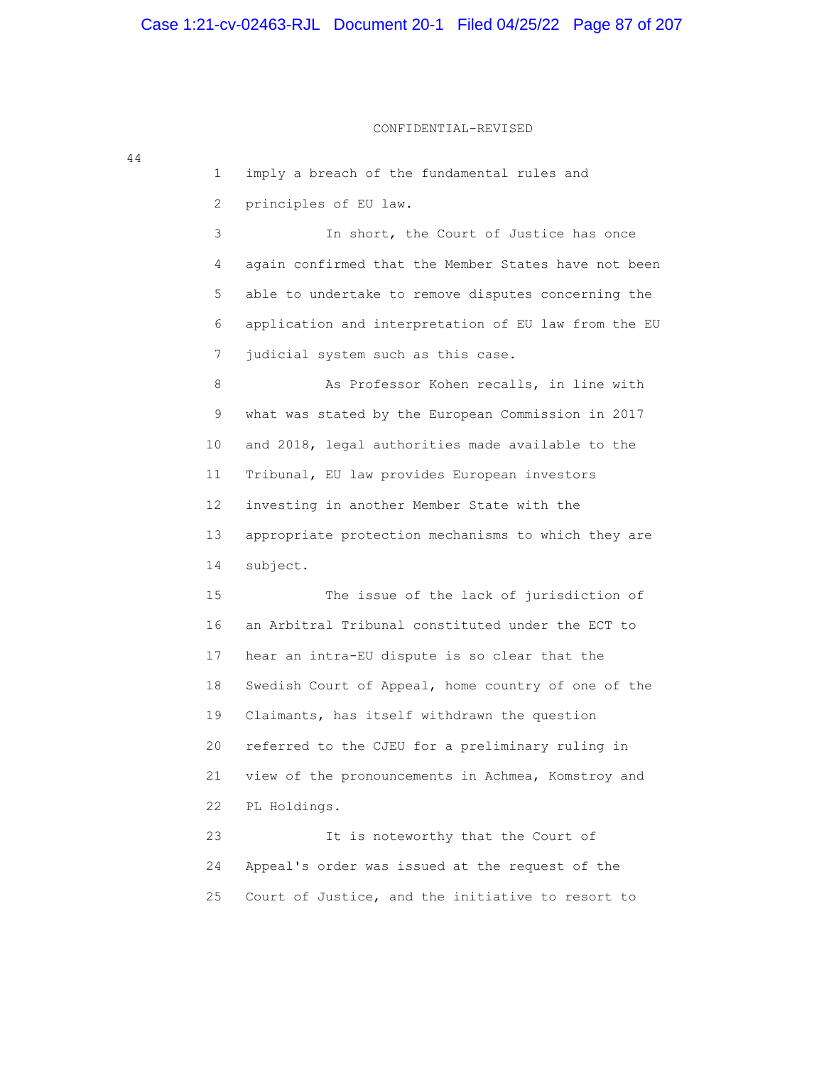CONFIDENTIAL-REVISED

imply a breach of the fundamental rules and principles of EU law.

In short, the Court of Justice has once again confirmed that the Member States have not been able to undertake to remove disputes concerning the application and interpretation of EU law from the EU judicial system such as this case.

As Professor Kohen recalls, in line with what was stated by the European Commission in 2017 and 2018, legal authorities made available to the Tribunal, EU law provides European investors investing in another Member State with the appropriate protection mechanisms to which they are subject.

The issue of the lack of jurisdiction of an Arbitral Tribunal constituted under the ECT to hear an intra-EU dispute is so clear that the Swedish Court of Appeal, home country of one of the Claimants, has itself withdrawn the question referred to the CJEU for a preliminary ruling in view of the pronouncements in Achmea, Komstroy and PL Holdings.

It is noteworthy that the Court of Appeal's order was issued at the request of the Court of Justice, and the initiative to resort to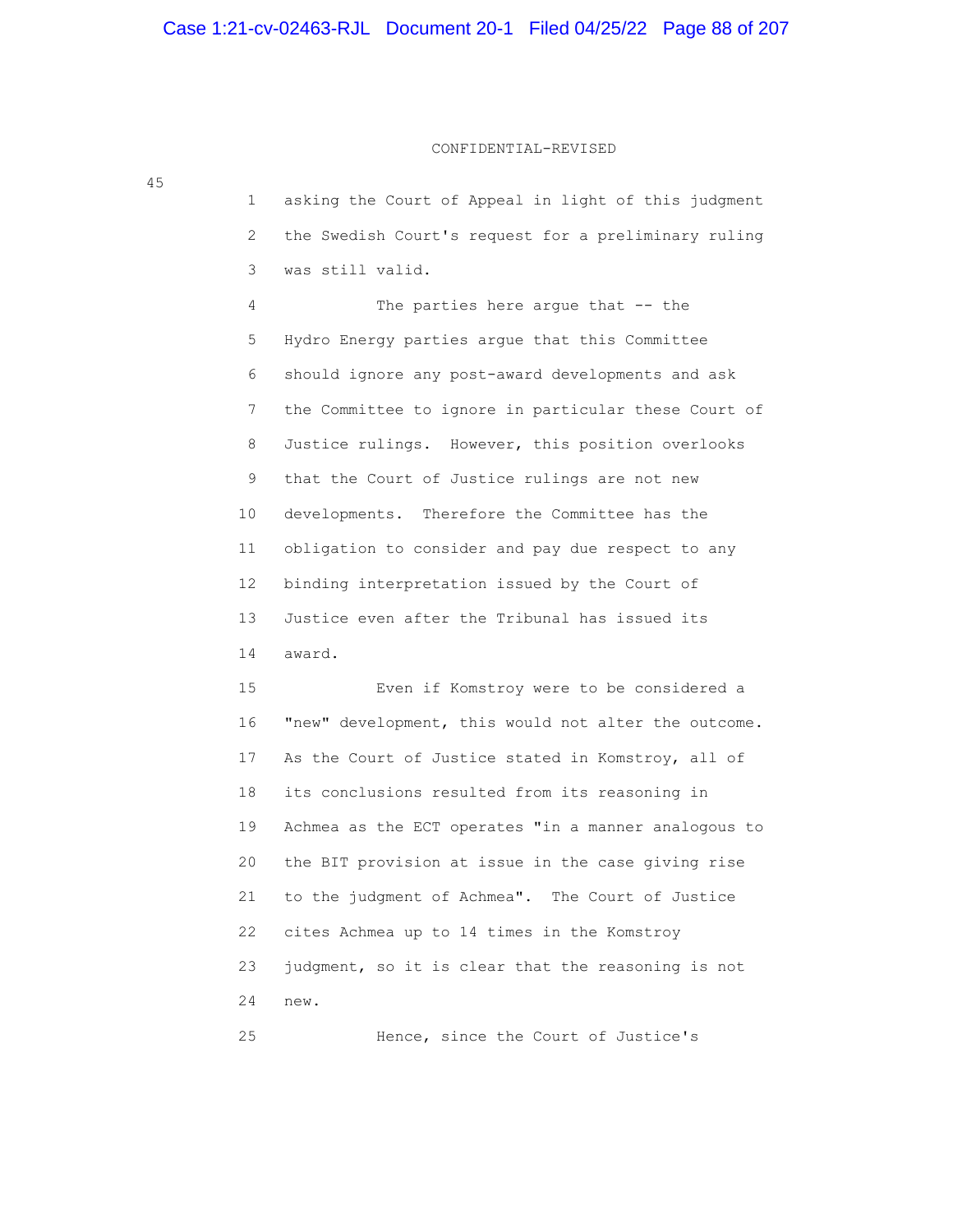CONFIDENTIAL-REVISED

45

1 asking the Court of Appeal in light of this judgment
2 the Swedish Court's request for a preliminary ruling
3 was still valid.

4 The parties here argue that -- the
5 Hydro Energy parties argue that this Committee
6 should ignore any post-award developments and ask
7 the Committee to ignore in particular these Court of
8 Justice rulings. However, this position overlooks
9 that the Court of Justice rulings are not new
10 developments. Therefore the Committee has the
11 obligation to consider and pay due respect to any
12 binding interpretation issued by the Court of
13 Justice even after the Tribunal has issued its
14 award.

15 Even if Komstroy were to be considered a
16 "new" development, this would not alter the outcome.
17 As the Court of Justice stated in Komstroy, all of
18 its conclusions resulted from its reasoning in
19 Achmea as the ECT operates "in a manner analogous to
20 the BIT provision at issue in the case giving rise
21 to the judgment of Achmea". The Court of Justice
22 cites Achmea up to 14 times in the Komstroy
23 judgment, so it is clear that the reasoning is not
24 new.

25 Hence, since the Court of Justice's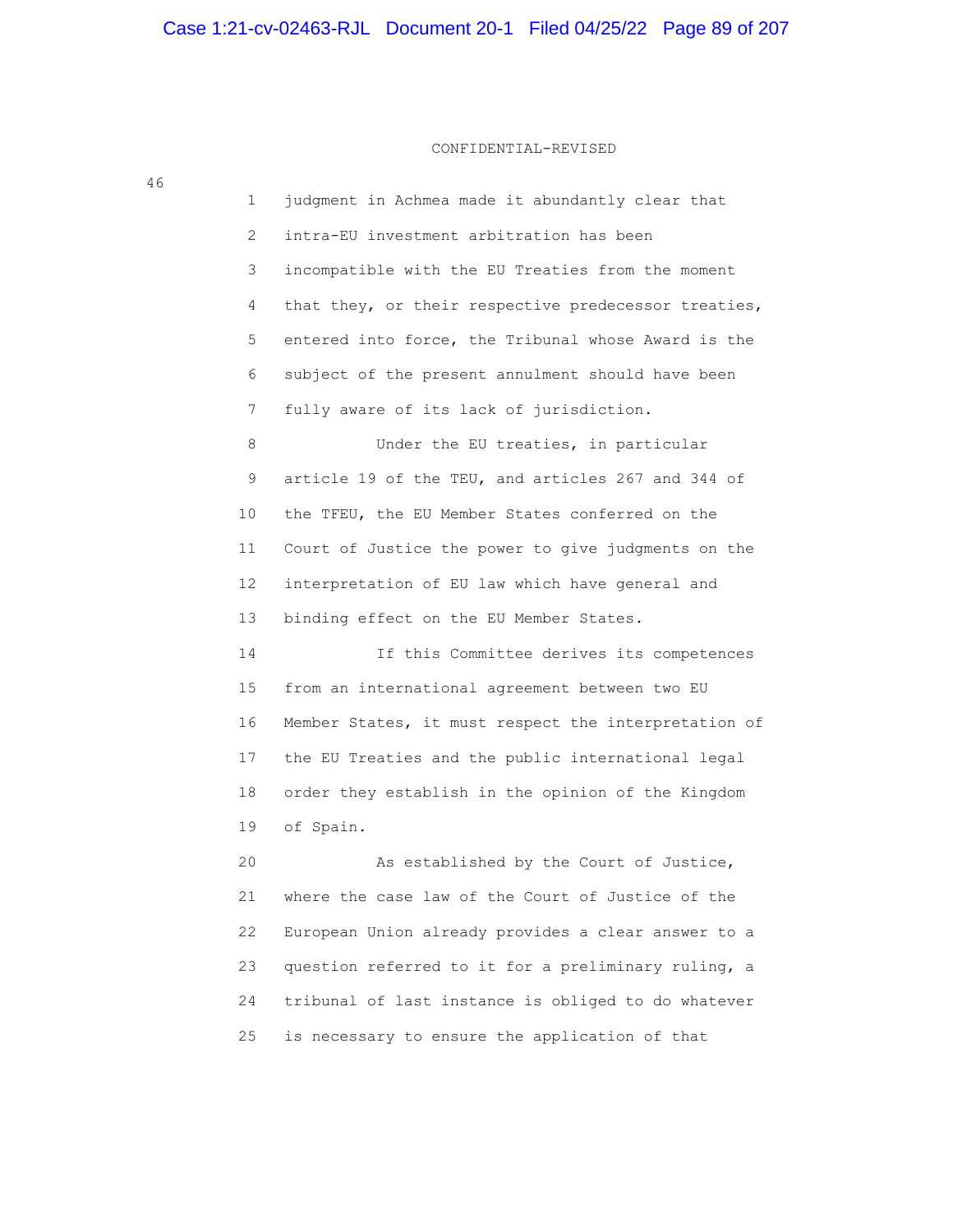CONFIDENTIAL-REVISED

judgment in Achmea made it abundantly clear that intra-EU investment arbitration has been incompatible with the EU Treaties from the moment that they, or their respective predecessor treaties, entered into force, the Tribunal whose Award is the subject of the present annulment should have been fully aware of its lack of jurisdiction.

Under the EU treaties, in particular article 19 of the TEU, and articles 267 and 344 of the TFEU, the EU Member States conferred on the Court of Justice the power to give judgments on the interpretation of EU law which have general and binding effect on the EU Member States.

If this Committee derives its competences from an international agreement between two EU Member States, it must respect the interpretation of the EU Treaties and the public international legal order they establish in the opinion of the Kingdom of Spain.

As established by the Court of Justice, where the case law of the Court of Justice of the European Union already provides a clear answer to a question referred to it for a preliminary ruling, a tribunal of last instance is obliged to do whatever is necessary to ensure the application of that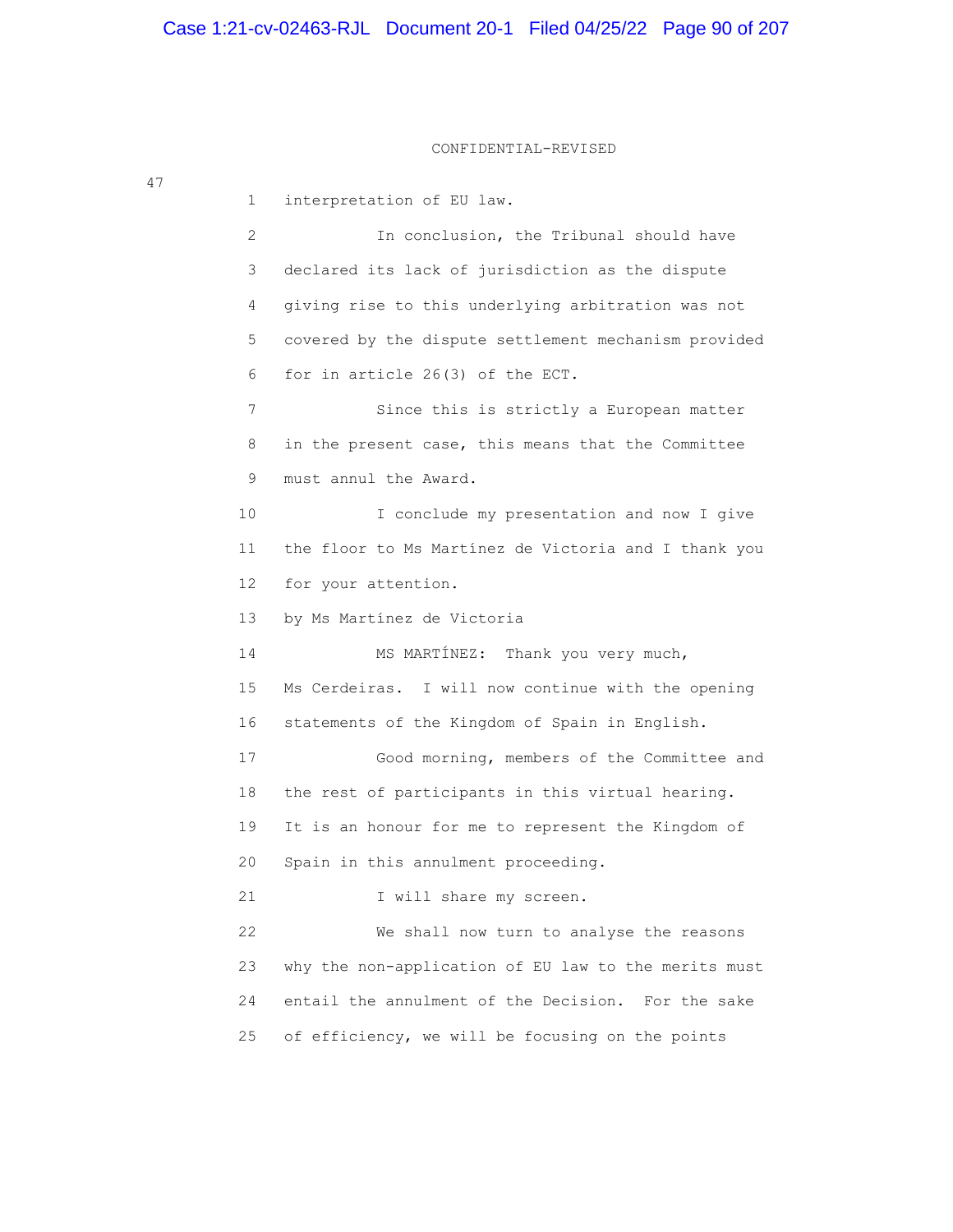CONFIDENTIAL-REVISED

47

1 interpretation of EU law.

2 In conclusion, the Tribunal should have
3 declared its lack of jurisdiction as the dispute
4 giving rise to this underlying arbitration was not
5 covered by the dispute settlement mechanism provided
6 for in article 26(3) of the ECT.

7 Since this is strictly a European matter
8 in the present case, this means that the Committee
9 must annul the Award.

10 I conclude my presentation and now I give
11 the floor to Ms Martínez de Victoria and I thank you
12 for your attention.

13 by Ms Martínez de Victoria

14 MS MARTÍNEZ: Thank you very much,
15 Ms Cerdeiras. I will now continue with the opening
16 statements of the Kingdom of Spain in English.

17 Good morning, members of the Committee and
18 the rest of participants in this virtual hearing.
19 It is an honour for me to represent the Kingdom of
20 Spain in this annulment proceeding.

21 I will share my screen.

22 We shall now turn to analyse the reasons
23 why the non-application of EU law to the merits must
24 entail the annulment of the Decision. For the sake
25 of efficiency, we will be focusing on the points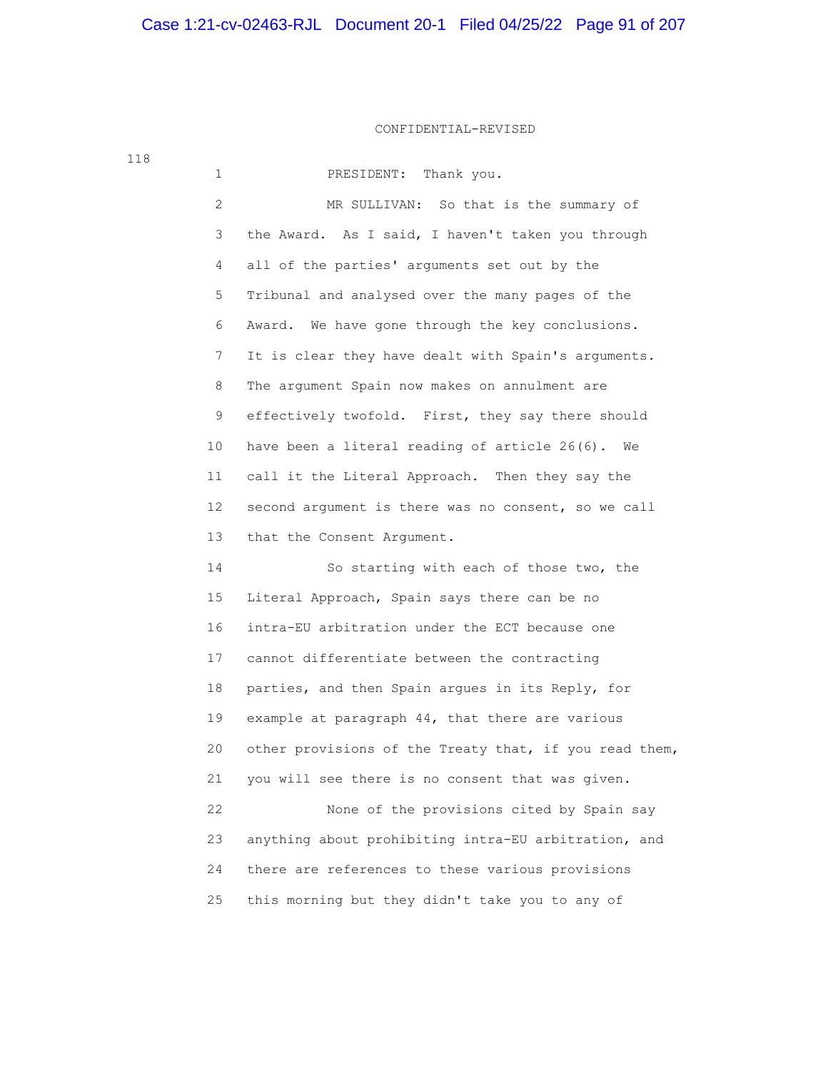CONFIDENTIAL-REVISED

1 PRESIDENT: Thank you.

2 MR SULLIVAN: So that is the summary of
3 the Award. As I said, I haven't taken you through
4 all of the parties' arguments set out by the
5 Tribunal and analysed over the many pages of the
6 Award. We have gone through the key conclusions.
7 It is clear they have dealt with Spain's arguments.
8 The argument Spain now makes on annulment are
9 effectively twofold. First, they say there should
10 have been a literal reading of article 26(6). We
11 call it the Literal Approach. Then they say the
12 second argument is there was no consent, so we call
13 that the Consent Argument.

14 So starting with each of those two, the
15 Literal Approach, Spain says there can be no
16 intra-EU arbitration under the ECT because one
17 cannot differentiate between the contracting
18 parties, and then Spain argues in its Reply, for
19 example at paragraph 44, that there are various
20 other provisions of the Treaty that, if you read them,
21 you will see there is no consent that was given.

22 None of the provisions cited by Spain say
23 anything about prohibiting intra-EU arbitration, and
24 there are references to these various provisions
25 this morning but they didn't take you to any of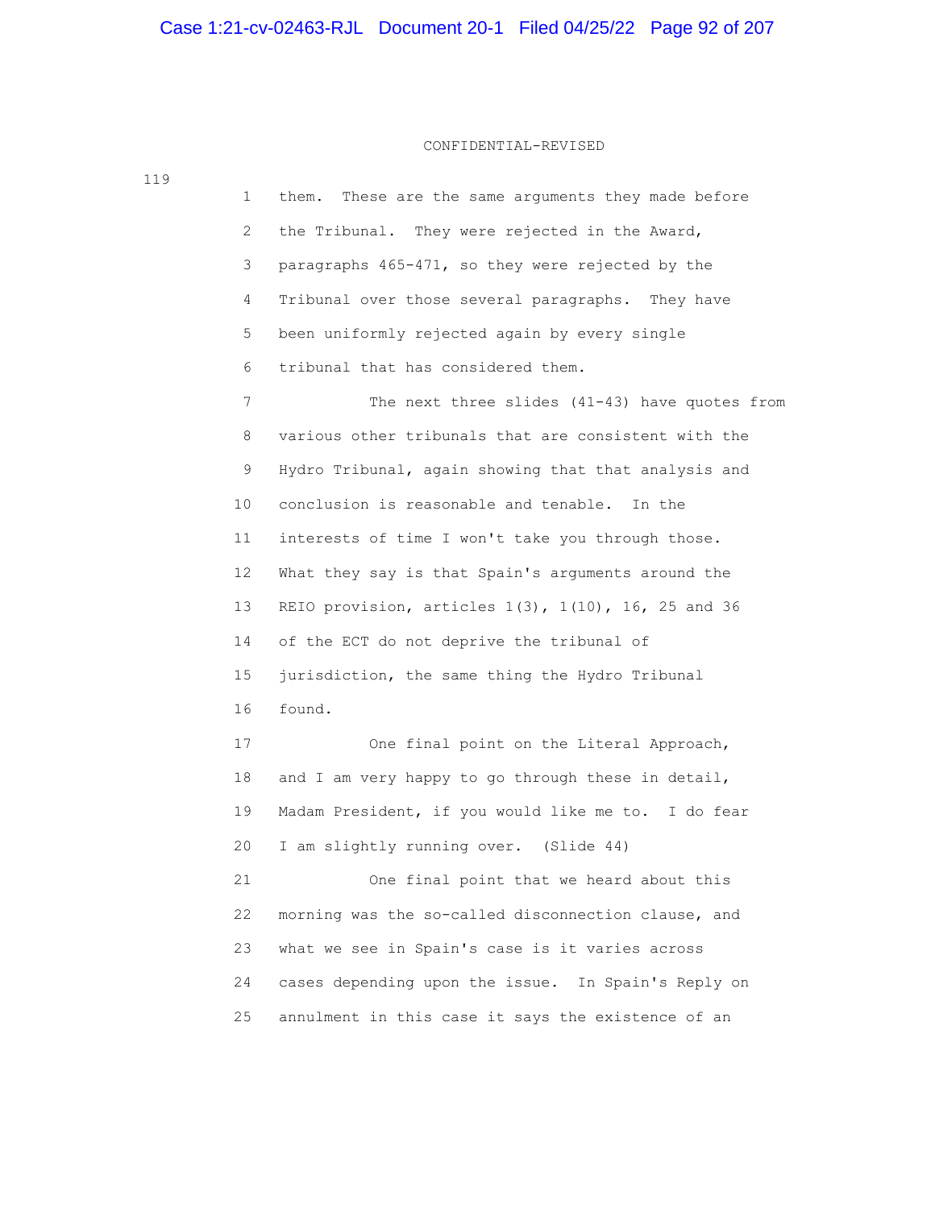CONFIDENTIAL-REVISED

119

1 them. These are the same arguments they made before
2 the Tribunal. They were rejected in the Award,
3 paragraphs 465-471, so they were rejected by the
4 Tribunal over those several paragraphs. They have
5 been uniformly rejected again by every single
6 tribunal that has considered them.
7 The next three slides (41-43) have quotes from
8 various other tribunals that are consistent with the
9 Hydro Tribunal, again showing that that analysis and
10 conclusion is reasonable and tenable. In the
11 interests of time I won't take you through those.
12 What they say is that Spain's arguments around the
13 REIO provision, articles 1(3), 1(10), 16, 25 and 36
14 of the ECT do not deprive the tribunal of
15 jurisdiction, the same thing the Hydro Tribunal
16 found.
17 One final point on the Literal Approach,
18 and I am very happy to go through these in detail,
19 Madam President, if you would like me to. I do fear
20 I am slightly running over. (Slide 44)
21 One final point that we heard about this
22 morning was the so-called disconnection clause, and
23 what we see in Spain's case is it varies across
24 cases depending upon the issue. In Spain's Reply on
25 annulment in this case it says the existence of an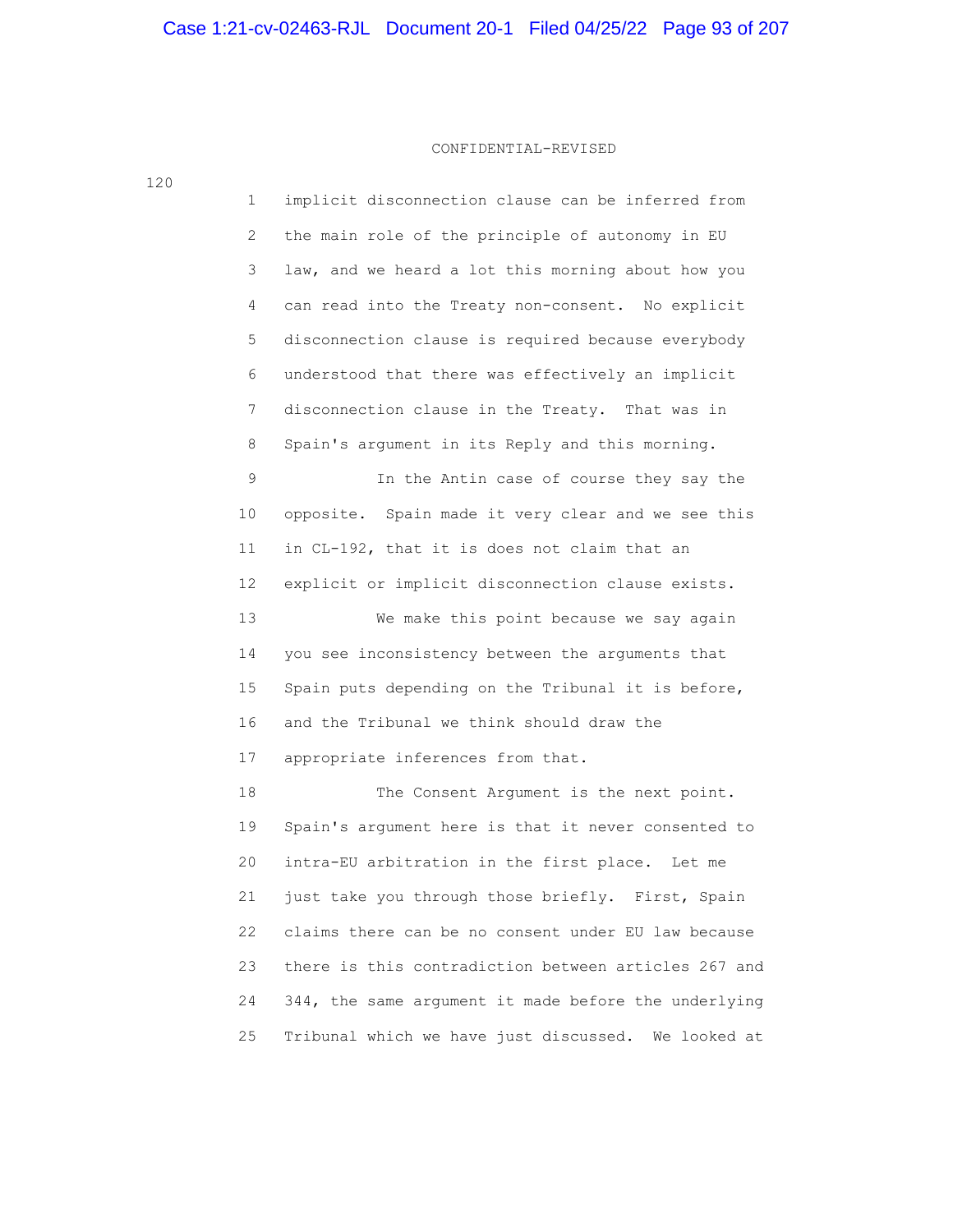CONFIDENTIAL-REVISED

120

1 implicit disconnection clause can be inferred from
2 the main role of the principle of autonomy in EU
3 law, and we heard a lot this morning about how you
4 can read into the Treaty non-consent. No explicit
5 disconnection clause is required because everybody
6 understood that there was effectively an implicit
7 disconnection clause in the Treaty. That was in
8 Spain's argument in its Reply and this morning.
9 In the Antin case of course they say the
10 opposite. Spain made it very clear and we see this
11 in CL-192, that it is does not claim that an
12 explicit or implicit disconnection clause exists.
13 We make this point because we say again
14 you see inconsistency between the arguments that
15 Spain puts depending on the Tribunal it is before,
16 and the Tribunal we think should draw the
17 appropriate inferences from that.
18 The Consent Argument is the next point.
19 Spain's argument here is that it never consented to
20 intra-EU arbitration in the first place. Let me
21 just take you through those briefly. First, Spain
22 claims there can be no consent under EU law because
23 there is this contradiction between articles 267 and
24 344, the same argument it made before the underlying
25 Tribunal which we have just discussed. We looked at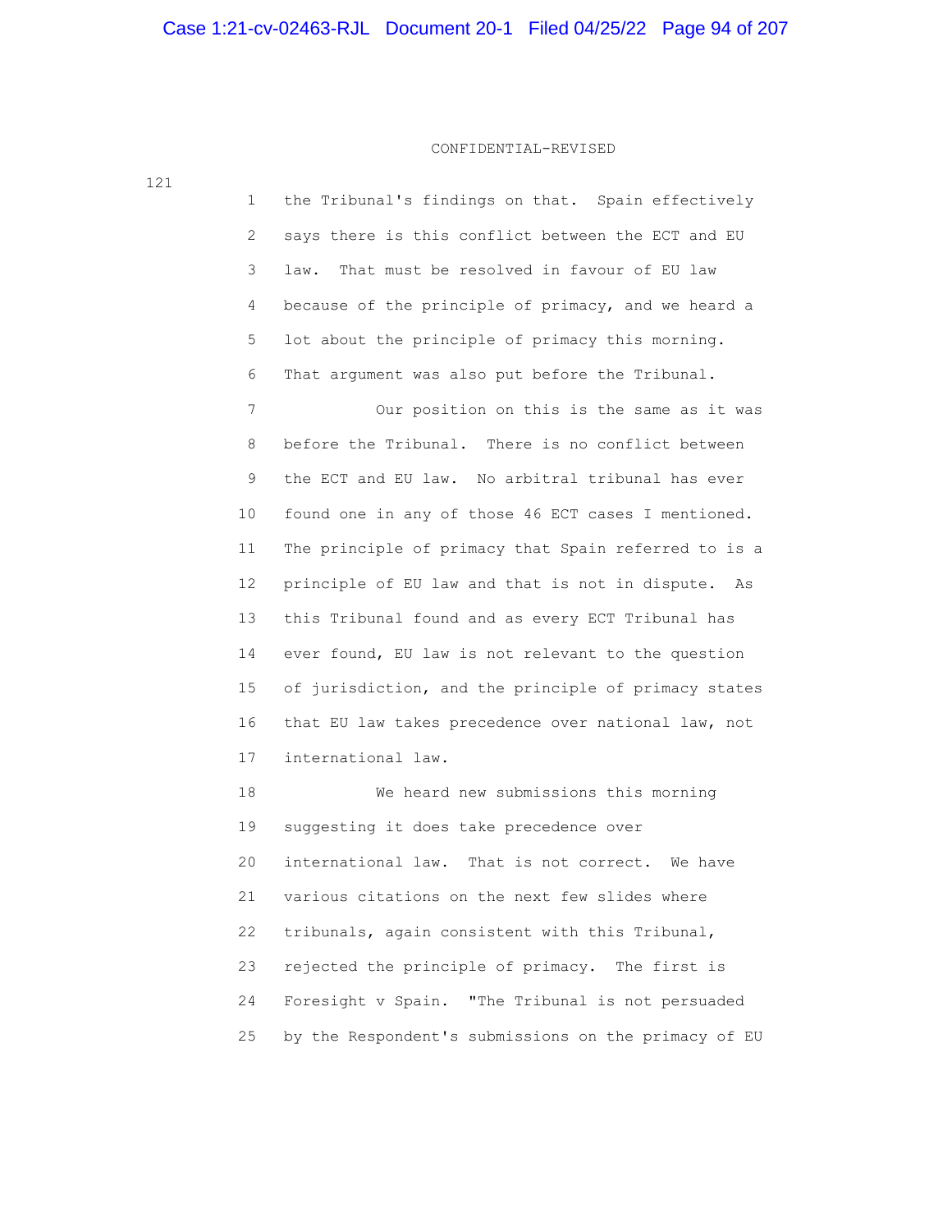CONFIDENTIAL-REVISED

121

1 the Tribunal's findings on that. Spain effectively
2 says there is this conflict between the ECT and EU
3 law. That must be resolved in favour of EU law
4 because of the principle of primacy, and we heard a
5 lot about the principle of primacy this morning.
6 That argument was also put before the Tribunal.
7 Our position on this is the same as it was
8 before the Tribunal. There is no conflict between
9 the ECT and EU law. No arbitral tribunal has ever
10 found one in any of those 46 ECT cases I mentioned.
11 The principle of primacy that Spain referred to is a
12 principle of EU law and that is not in dispute. As
13 this Tribunal found and as every ECT Tribunal has
14 ever found, EU law is not relevant to the question
15 of jurisdiction, and the principle of primacy states
16 that EU law takes precedence over national law, not
17 international law.
18 We heard new submissions this morning
19 suggesting it does take precedence over
20 international law. That is not correct. We have
21 various citations on the next few slides where
22 tribunals, again consistent with this Tribunal,
23 rejected the principle of primacy. The first is
24 Foresight v Spain. "The Tribunal is not persuaded
25 by the Respondent's submissions on the primacy of EU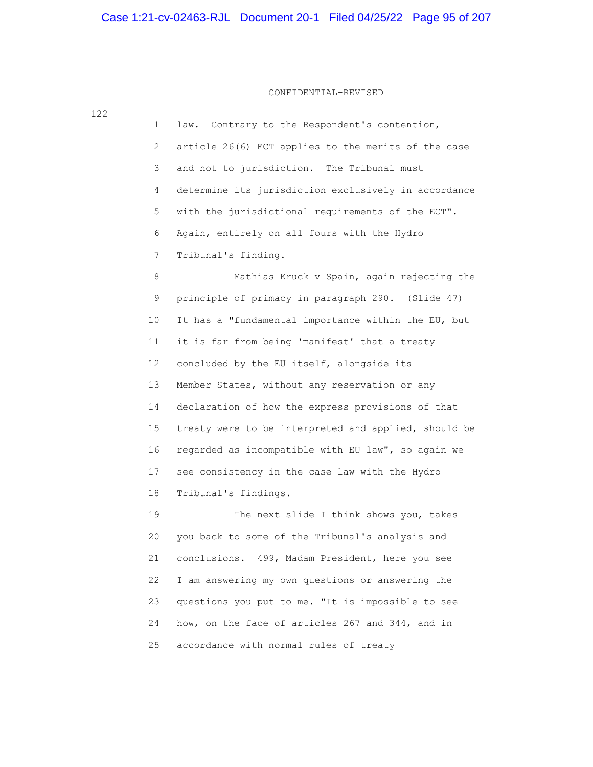CONFIDENTIAL-REVISED

law. Contrary to the Respondent's contention, article 26(6) ECT applies to the merits of the case and not to jurisdiction. The Tribunal must determine its jurisdiction exclusively in accordance with the jurisdictional requirements of the ECT". Again, entirely on all fours with the Hydro Tribunal's finding.

Mathias Kruck v Spain, again rejecting the principle of primacy in paragraph 290. (Slide 47) It has a "fundamental importance within the EU, but it is far from being 'manifest' that a treaty concluded by the EU itself, alongside its Member States, without any reservation or any declaration of how the express provisions of that treaty were to be interpreted and applied, should be regarded as incompatible with EU law", so again we see consistency in the case law with the Hydro Tribunal's findings.

The next slide I think shows you, takes you back to some of the Tribunal's analysis and conclusions. 499, Madam President, here you see I am answering my own questions or answering the questions you put to me. "It is impossible to see how, on the face of articles 267 and 344, and in accordance with normal rules of treaty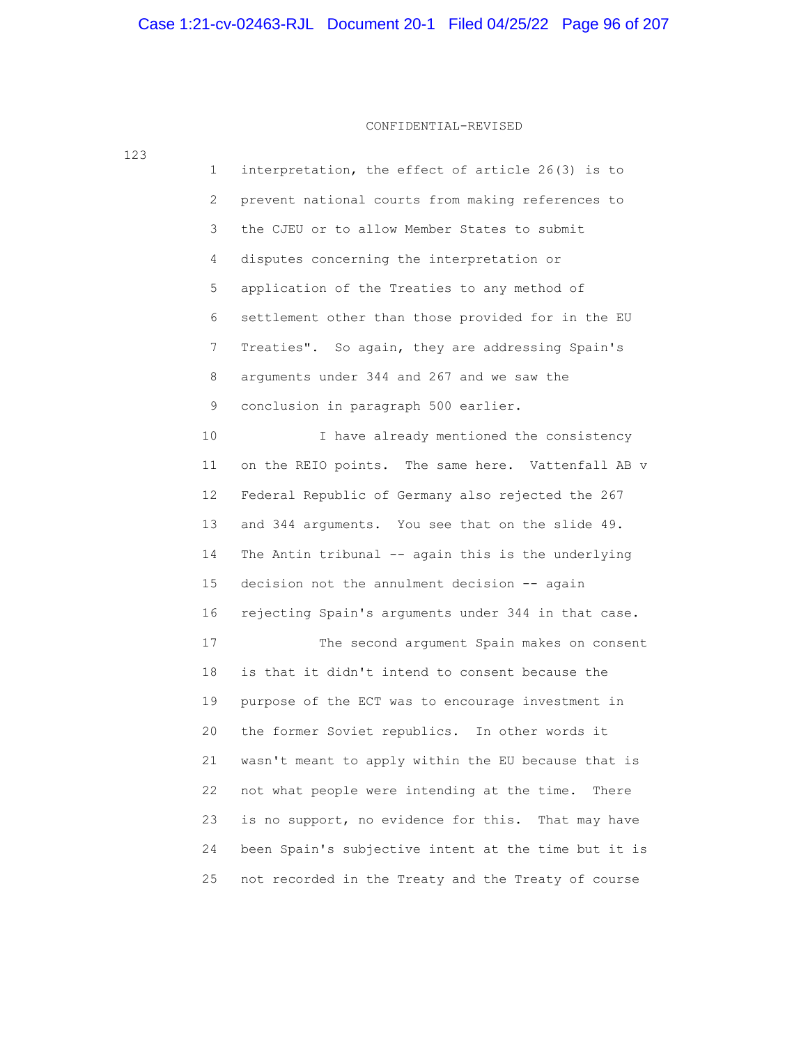CONFIDENTIAL-REVISED

123

1 interpretation, the effect of article 26(3) is to
2 prevent national courts from making references to
3 the CJEU or to allow Member States to submit
4 disputes concerning the interpretation or
5 application of the Treaties to any method of
6 settlement other than those provided for in the EU
7 Treaties". So again, they are addressing Spain's
8 arguments under 344 and 267 and we saw the
9 conclusion in paragraph 500 earlier.
10 I have already mentioned the consistency
11 on the REIO points. The same here. Vattenfall AB v
12 Federal Republic of Germany also rejected the 267
13 and 344 arguments. You see that on the slide 49.
14 The Antin tribunal -- again this is the underlying
15 decision not the annulment decision -- again
16 rejecting Spain's arguments under 344 in that case.
17 The second argument Spain makes on consent
18 is that it didn't intend to consent because the
19 purpose of the ECT was to encourage investment in
20 the former Soviet republics. In other words it
21 wasn't meant to apply within the EU because that is
22 not what people were intending at the time. There
23 is no support, no evidence for this. That may have
24 been Spain's subjective intent at the time but it is
25 not recorded in the Treaty and the Treaty of course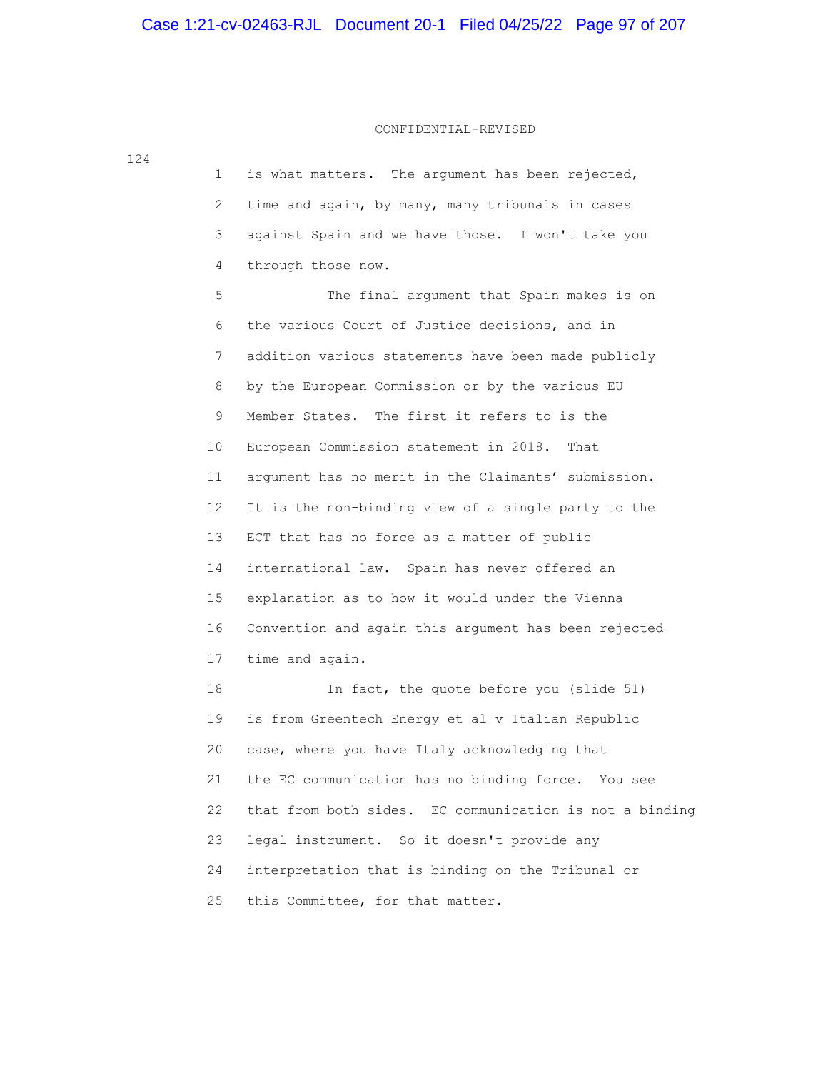CONFIDENTIAL-REVISED

1 is what matters. The argument has been rejected,
2 time and again, by many, many tribunals in cases
3 against Spain and we have those. I won't take you
4 through those now.

5 The final argument that Spain makes is on
6 the various Court of Justice decisions, and in
7 addition various statements have been made publicly
8 by the European Commission or by the various EU
9 Member States. The first it refers to is the
10 European Commission statement in 2018. That
11 argument has no merit in the Claimants' submission.
12 It is the non-binding view of a single party to the
13 ECT that has no force as a matter of public
14 international law. Spain has never offered an
15 explanation as to how it would under the Vienna
16 Convention and again this argument has been rejected
17 time and again.

18 In fact, the quote before you (slide 51)
19 is from Greentech Energy et al v Italian Republic
20 case, where you have Italy acknowledging that
21 the EC communication has no binding force. You see
22 that from both sides. EC communication is not a binding
23 legal instrument. So it doesn't provide any
24 interpretation that is binding on the Tribunal or
25 this Committee, for that matter.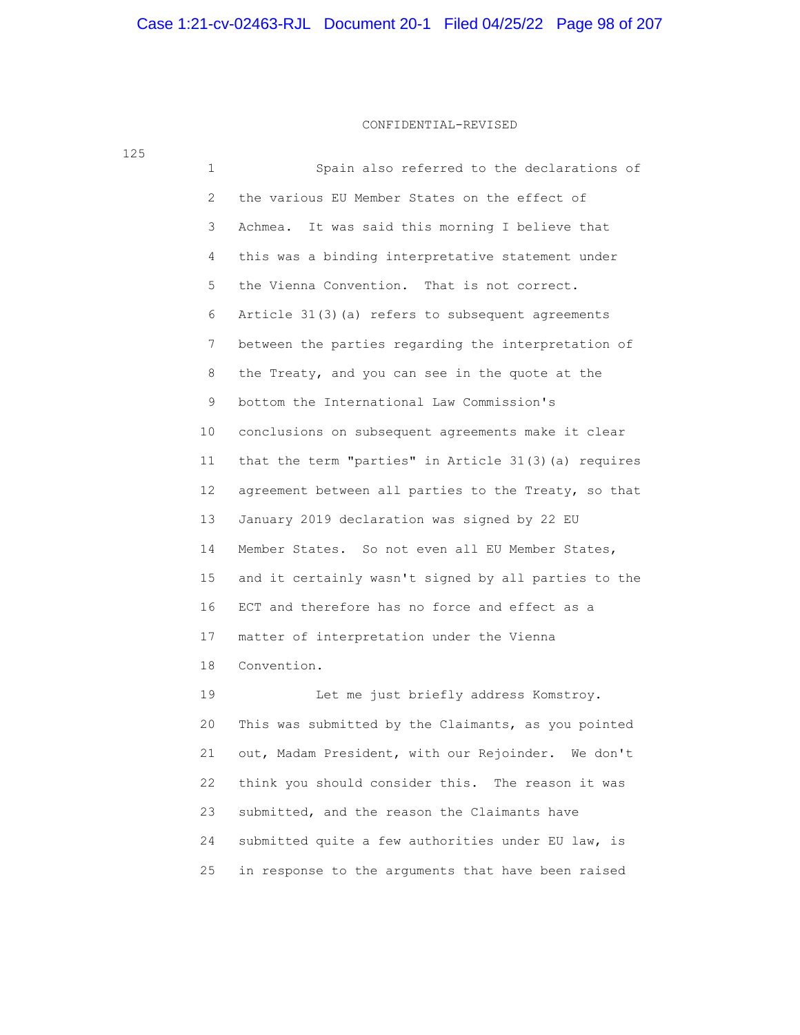CONFIDENTIAL-REVISED

125

1 Spain also referred to the declarations of
2 the various EU Member States on the effect of
3 Achmea. It was said this morning I believe that
4 this was a binding interpretative statement under
5 the Vienna Convention. That is not correct.
6 Article 31(3)(a) refers to subsequent agreements
7 between the parties regarding the interpretation of
8 the Treaty, and you can see in the quote at the
9 bottom the International Law Commission's
10 conclusions on subsequent agreements make it clear
11 that the term "parties" in Article 31(3)(a) requires
12 agreement between all parties to the Treaty, so that
13 January 2019 declaration was signed by 22 EU
14 Member States. So not even all EU Member States,
15 and it certainly wasn't signed by all parties to the
16 ECT and therefore has no force and effect as a
17 matter of interpretation under the Vienna
18 Convention.
19 Let me just briefly address Komstroy.
20 This was submitted by the Claimants, as you pointed
21 out, Madam President, with our Rejoinder. We don't
22 think you should consider this. The reason it was
23 submitted, and the reason the Claimants have
24 submitted quite a few authorities under EU law, is
25 in response to the arguments that have been raised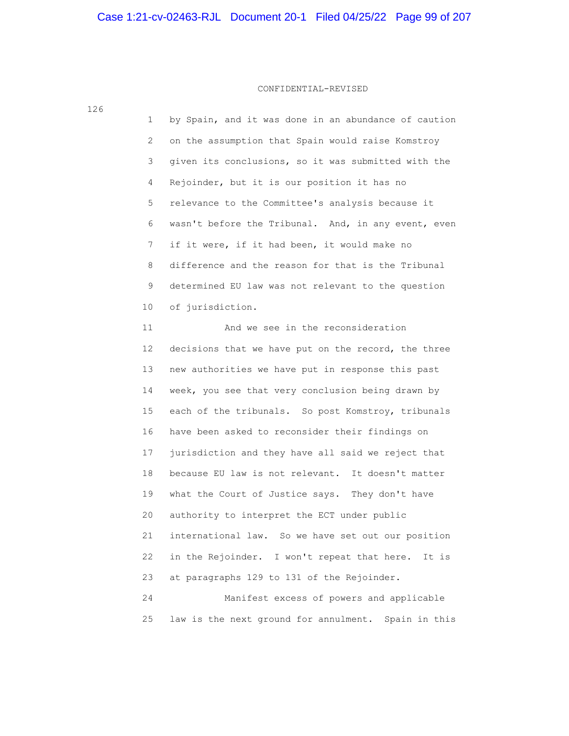CONFIDENTIAL-REVISED

by Spain, and it was done in an abundance of caution on the assumption that Spain would raise Komstroy given its conclusions, so it was submitted with the Rejoinder, but it is our position it has no relevance to the Committee's analysis because it wasn't before the Tribunal. And, in any event, even if it were, if it had been, it would make no difference and the reason for that is the Tribunal determined EU law was not relevant to the question of jurisdiction.

And we see in the reconsideration decisions that we have put on the record, the three new authorities we have put in response this past week, you see that very conclusion being drawn by each of the tribunals. So post Komstroy, tribunals have been asked to reconsider their findings on jurisdiction and they have all said we reject that because EU law is not relevant. It doesn't matter what the Court of Justice says. They don't have authority to interpret the ECT under public international law. So we have set out our position in the Rejoinder. I won't repeat that here. It is at paragraphs 129 to 131 of the Rejoinder.

Manifest excess of powers and applicable law is the next ground for annulment. Spain in this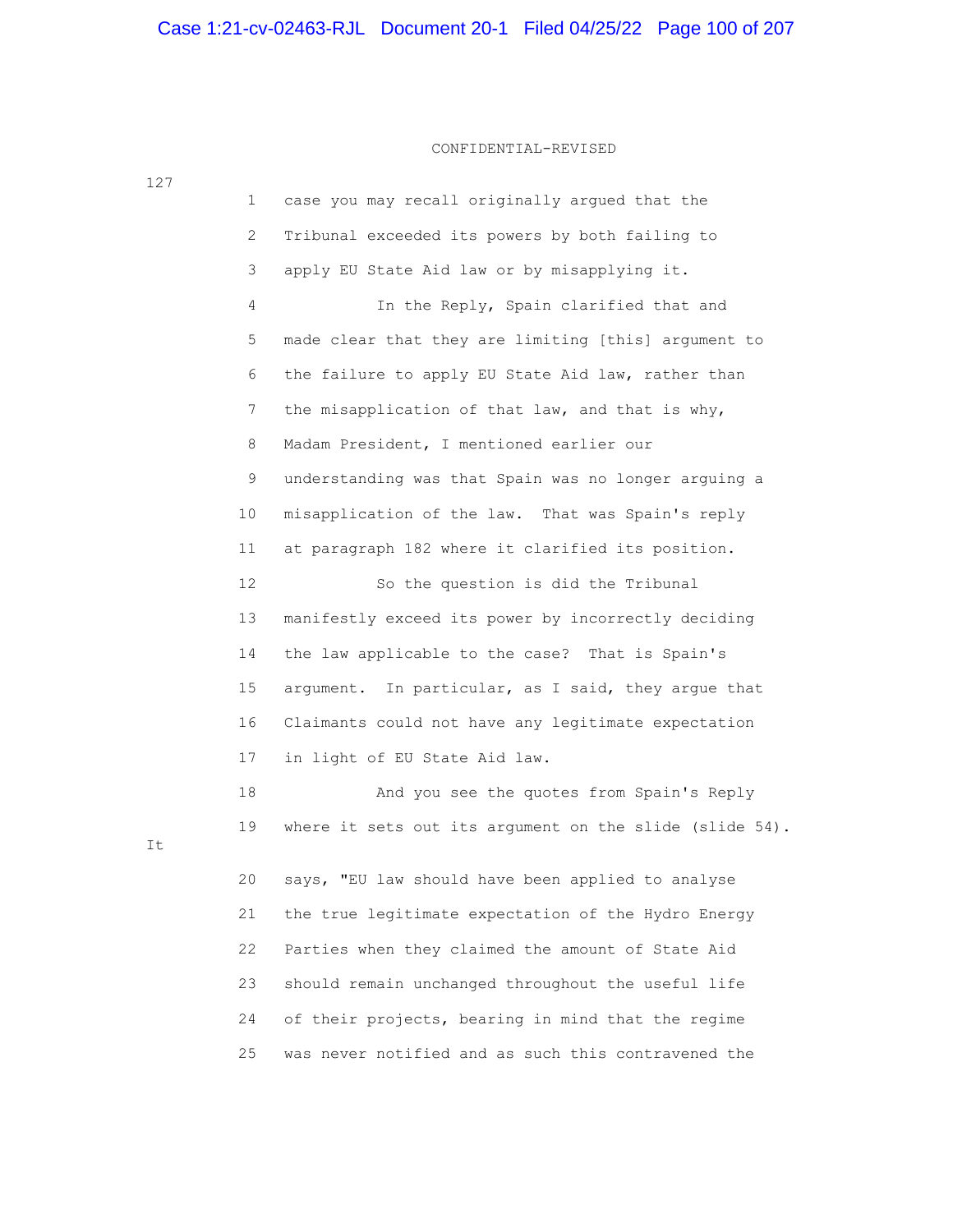CONFIDENTIAL-REVISED

127

1 case you may recall originally argued that the
2 Tribunal exceeded its powers by both failing to
3 apply EU State Aid law or by misapplying it.
4 In the Reply, Spain clarified that and
5 made clear that they are limiting [this] argument to
6 the failure to apply EU State Aid law, rather than
7 the misapplication of that law, and that is why,
8 Madam President, I mentioned earlier our
9 understanding was that Spain was no longer arguing a
10 misapplication of the law. That was Spain's reply
11 at paragraph 182 where it clarified its position.
12 So the question is did the Tribunal
13 manifestly exceed its power by incorrectly deciding
14 the law applicable to the case? That is Spain's
15 argument. In particular, as I said, they argue that
16 Claimants could not have any legitimate expectation
17 in light of EU State Aid law.
18 And you see the quotes from Spain's Reply
19 where it sets out its argument on the slide (slide 54). It
20 says, "EU law should have been applied to analyse
21 the true legitimate expectation of the Hydro Energy
22 Parties when they claimed the amount of State Aid
23 should remain unchanged throughout the useful life
24 of their projects, bearing in mind that the regime
25 was never notified and as such this contravened the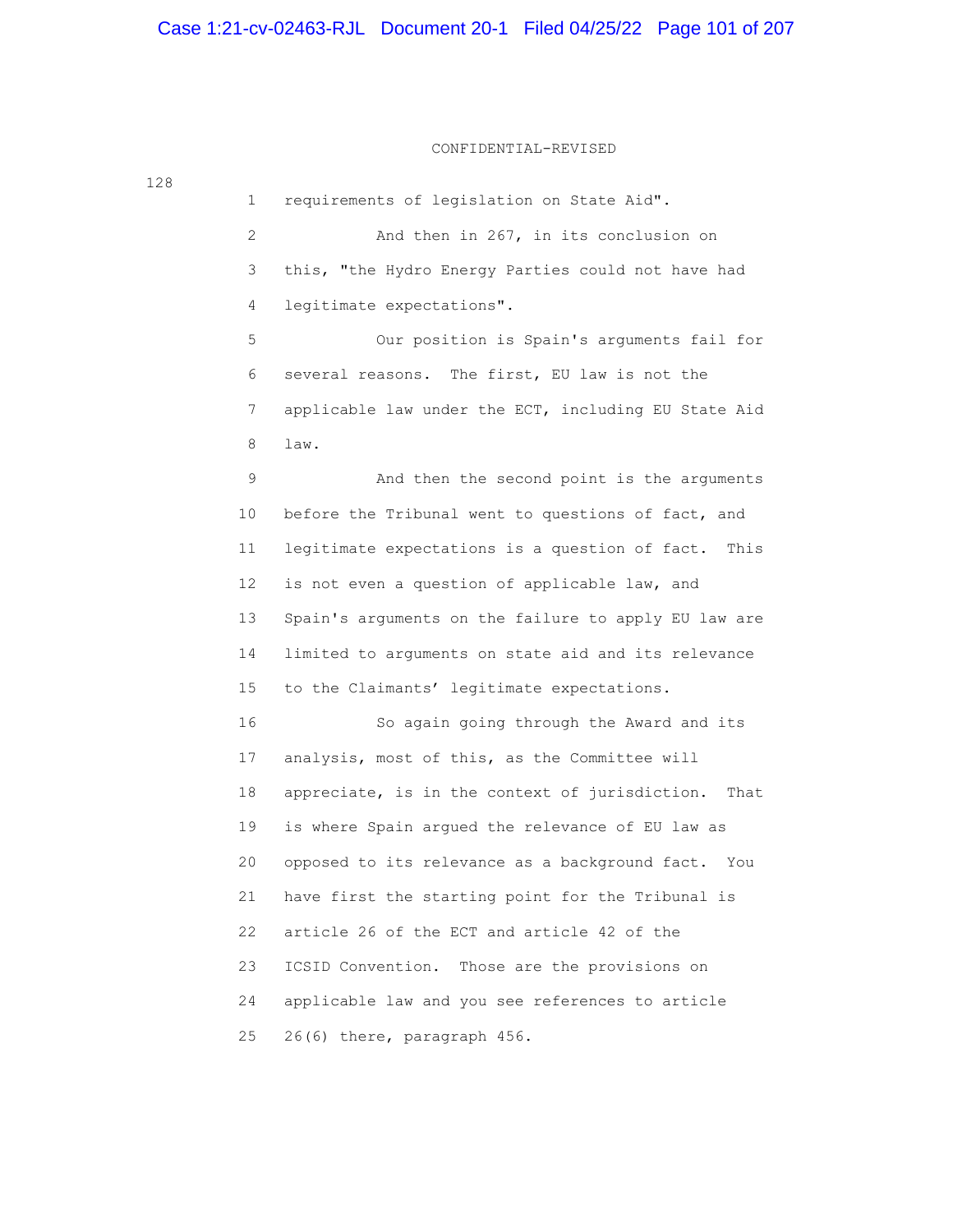CONFIDENTIAL-REVISED

128

1 requirements of legislation on State Aid".

2 And then in 267, in its conclusion on

3 this, "the Hydro Energy Parties could not have had

4 legitimate expectations".

5 Our position is Spain's arguments fail for

6 several reasons. The first, EU law is not the

7 applicable law under the ECT, including EU State Aid

8 law.

9 And then the second point is the arguments

10 before the Tribunal went to questions of fact, and

11 legitimate expectations is a question of fact. This

12 is not even a question of applicable law, and

13 Spain's arguments on the failure to apply EU law are

14 limited to arguments on state aid and its relevance

15 to the Claimants' legitimate expectations.

16 So again going through the Award and its

17 analysis, most of this, as the Committee will

18 appreciate, is in the context of jurisdiction. That

19 is where Spain argued the relevance of EU law as

20 opposed to its relevance as a background fact. You

21 have first the starting point for the Tribunal is

22 article 26 of the ECT and article 42 of the

23 ICSID Convention. Those are the provisions on

24 applicable law and you see references to article

25 26(6) there, paragraph 456.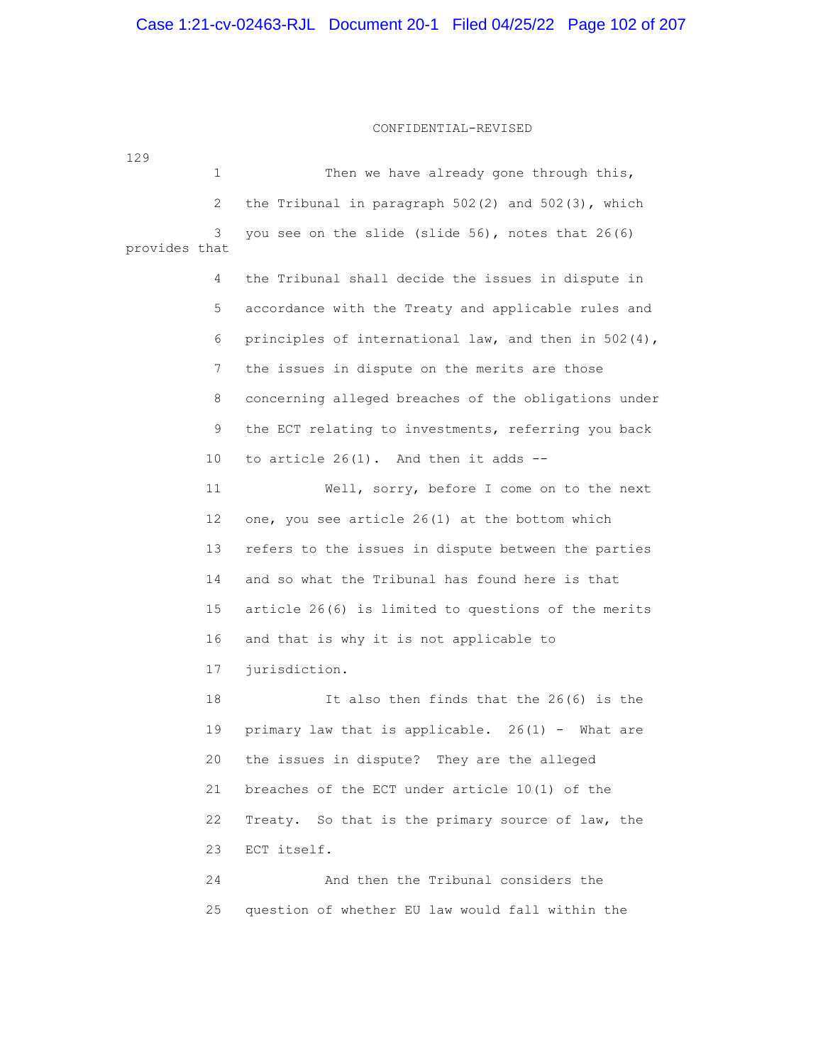CONFIDENTIAL-REVISED

129

1 Then we have already gone through this,

2 the Tribunal in paragraph 502(2) and 502(3), which

3 you see on the slide (slide 56), notes that 26(6) provides that

4 the Tribunal shall decide the issues in dispute in

5 accordance with the Treaty and applicable rules and

6 principles of international law, and then in 502(4),

7 the issues in dispute on the merits are those

8 concerning alleged breaches of the obligations under

9 the ECT relating to investments, referring you back

10 to article 26(1). And then it adds --

11 Well, sorry, before I come on to the next

12 one, you see article 26(1) at the bottom which

13 refers to the issues in dispute between the parties

14 and so what the Tribunal has found here is that

15 article 26(6) is limited to questions of the merits

16 and that is why it is not applicable to

17 jurisdiction.

18 It also then finds that the 26(6) is the

19 primary law that is applicable. 26(1) - What are

20 the issues in dispute? They are the alleged

21 breaches of the ECT under article 10(1) of the

22 Treaty. So that is the primary source of law, the

23 ECT itself.

24 And then the Tribunal considers the

25 question of whether EU law would fall within the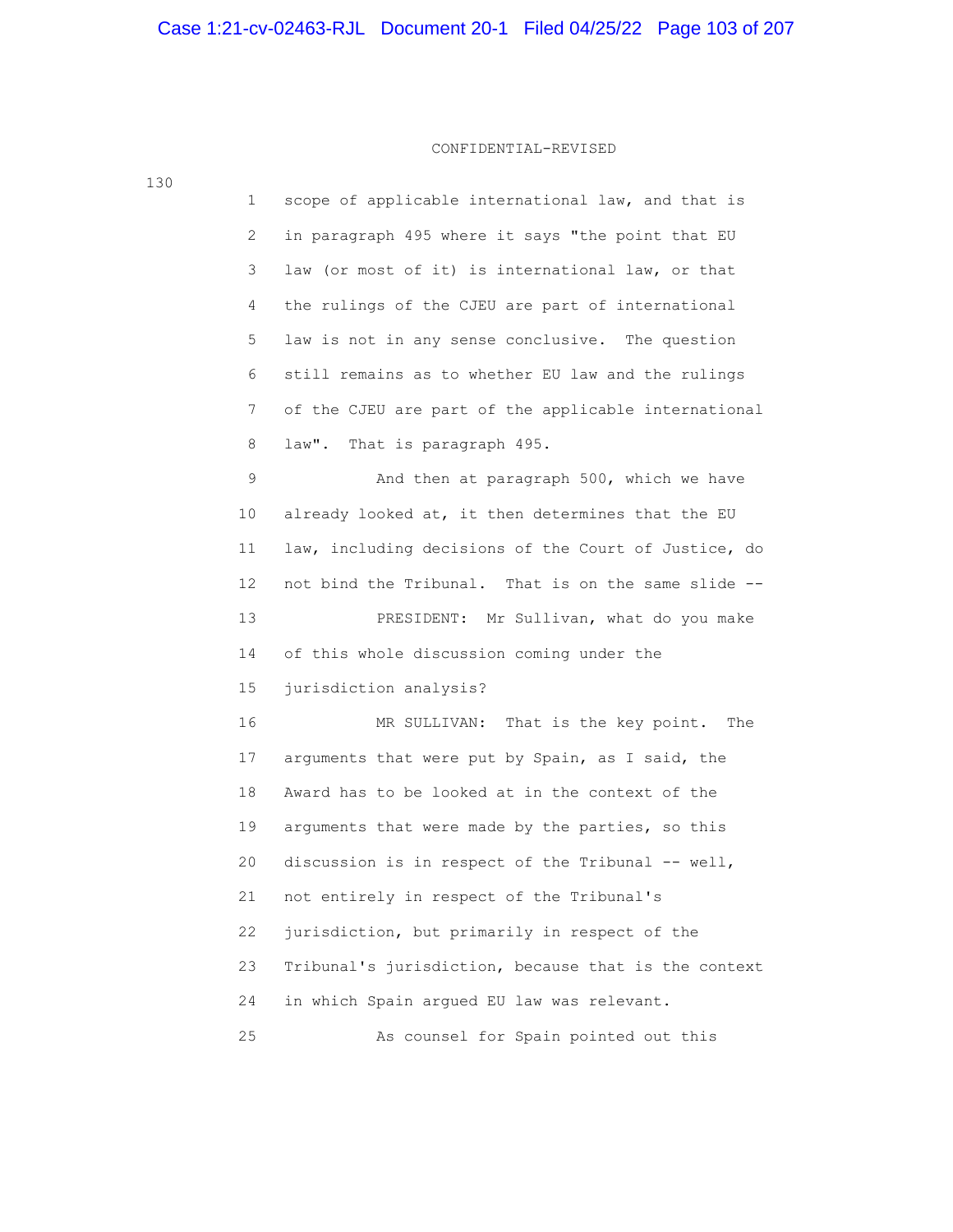CONFIDENTIAL-REVISED

1 scope of applicable international law, and that is
2 in paragraph 495 where it says "the point that EU
3 law (or most of it) is international law, or that
4 the rulings of the CJEU are part of international
5 law is not in any sense conclusive. The question
6 still remains as to whether EU law and the rulings
7 of the CJEU are part of the applicable international
8 law". That is paragraph 495.

9 And then at paragraph 500, which we have
10 already looked at, it then determines that the EU
11 law, including decisions of the Court of Justice, do
12 not bind the Tribunal. That is on the same slide --

13 PRESIDENT: Mr Sullivan, what do you make
14 of this whole discussion coming under the
15 jurisdiction analysis?

16 MR SULLIVAN: That is the key point. The
17 arguments that were put by Spain, as I said, the
18 Award has to be looked at in the context of the
19 arguments that were made by the parties, so this
20 discussion is in respect of the Tribunal -- well,
21 not entirely in respect of the Tribunal's
22 jurisdiction, but primarily in respect of the
23 Tribunal's jurisdiction, because that is the context
24 in which Spain argued EU law was relevant.

25 As counsel for Spain pointed out this